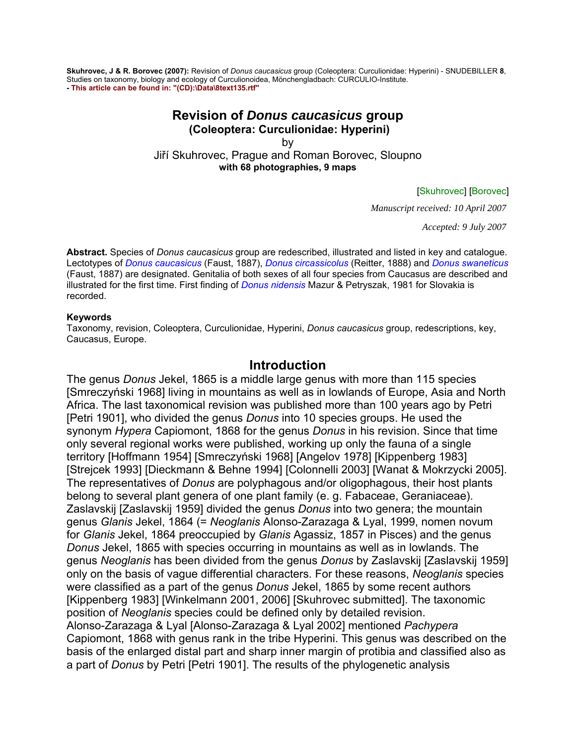**Skuhrovec, J & R. Borovec (2007):** Revision of *Donus caucasicus* group (Coleoptera: Curculionidae: Hyperini) - SNUDEBILLER **8**, Studies on taxonomy, biology and ecology of Curculionoidea, Mönchengladbach: CURCULIO-Institute.
**- This article can be found in: "(CD):\Data\8text135.rtf"**

# Revision of *Donus caucasicus* group

### (Coleoptera: Curculionidae: Hyperini)

by

Jiří Skuhrovec, Prague and Roman Borovec, Sloupno

**with 68 photographies, 9 maps**

[Skuhrovec] [Borovec]

*Manuscript received: 10 April 2007*

*Accepted: 9 July 2007*

**Abstract.** Species of *Donus caucasicus* group are redescribed, illustrated and listed in key and catalogue. Lectotypes of *Donus caucasicus* (Faust, 1887), *Donus circassicolus* (Reitter, 1888) and *Donus swaneticus* (Faust, 1887) are designated. Genitalia of both sexes of all four species from Caucasus are described and illustrated for the first time. First finding of *Donus nidensis* Mazur & Petryszak, 1981 for Slovakia is recorded.

**Keywords**
Taxonomy, revision, Coleoptera, Curculionidae, Hyperini, *Donus caucasicus* group, redescriptions, key, Caucasus, Europe.

## Introduction

The genus *Donus* Jekel, 1865 is a middle large genus with more than 115 species [Smreczyński 1968] living in mountains as well as in lowlands of Europe, Asia and North Africa. The last taxonomical revision was published more than 100 years ago by Petri [Petri 1901], who divided the genus *Donus* into 10 species groups. He used the synonym *Hypera* Capiomont, 1868 for the genus *Donus* in his revision. Since that time only several regional works were published, working up only the fauna of a single territory [Hoffmann 1954] [Smreczyński 1968] [Angelov 1978] [Kippenberg 1983] [Strejcek 1993] [Dieckmann & Behne 1994] [Colonnelli 2003] [Wanat & Mokrzycki 2005]. The representatives of *Donus* are polyphagous and/or oligophagous, their host plants belong to several plant genera of one plant family (e. g. Fabaceae, Geraniaceae). Zaslavskij [Zaslavskij 1959] divided the genus *Donus* into two genera; the mountain genus *Glanis* Jekel, 1864 (= *Neoglanis* Alonso-Zarazaga & Lyal, 1999, nomen novum for *Glanis* Jekel, 1864 preoccupied by *Glanis* Agassiz, 1857 in Pisces) and the genus *Donus* Jekel, 1865 with species occurring in mountains as well as in lowlands. The genus *Neoglanis* has been divided from the genus *Donus* by Zaslavskij [Zaslavskij 1959] only on the basis of vague differential characters. For these reasons, *Neoglanis* species were classified as a part of the genus *Donus* Jekel, 1865 by some recent authors [Kippenberg 1983] [Winkelmann 2001, 2006] [Skuhrovec submitted]. The taxonomic position of *Neoglanis* species could be defined only by detailed revision.
Alonso-Zarazaga & Lyal [Alonso-Zarazaga & Lyal 2002] mentioned *Pachypera* Capiomont, 1868 with genus rank in the tribe Hyperini. This genus was described on the basis of the enlarged distal part and sharp inner margin of protibia and classified also as a part of *Donus* by Petri [Petri 1901]. The results of the phylogenetic analysis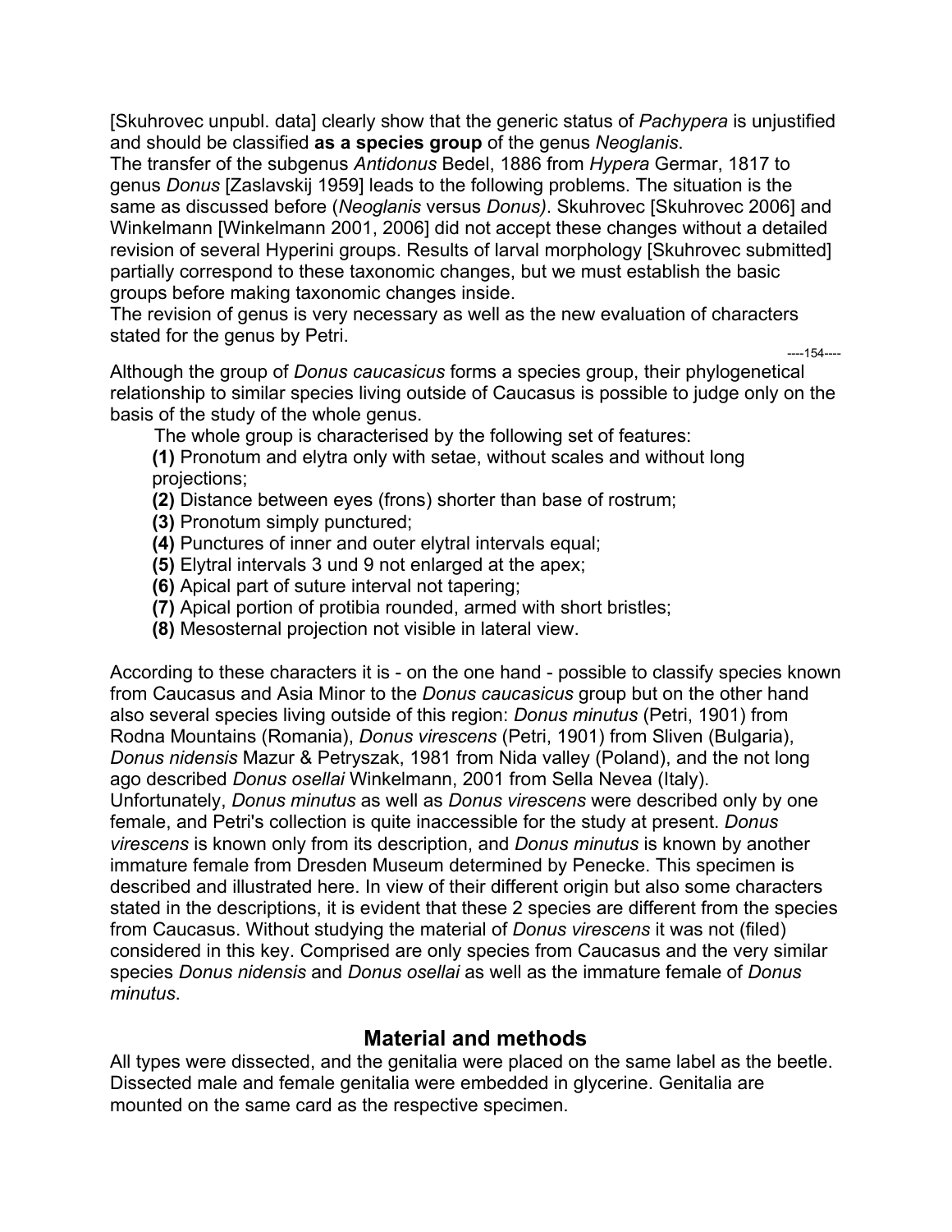[Skuhrovec unpubl. data] clearly show that the generic status of *Pachypera* is unjustified and should be classified **as a species group** of the genus *Neoglanis*.
The transfer of the subgenus *Antidonus* Bedel, 1886 from *Hypera* Germar, 1817 to genus *Donus* [Zaslavskij 1959] leads to the following problems. The situation is the same as discussed before (*Neoglanis* versus *Donus)*. Skuhrovec [Skuhrovec 2006] and Winkelmann [Winkelmann 2001, 2006] did not accept these changes without a detailed revision of several Hyperini groups. Results of larval morphology [Skuhrovec submitted] partially correspond to these taxonomic changes, but we must establish the basic groups before making taxonomic changes inside.
The revision of genus is very necessary as well as the new evaluation of characters stated for the genus by Petri.

----154----

Although the group of *Donus caucasicus* forms a species group, their phylogenetical relationship to similar species living outside of Caucasus is possible to judge only on the basis of the study of the whole genus.

The whole group is characterised by the following set of features:

**(1)** Pronotum and elytra only with setae, without scales and without long projections;
**(2)** Distance between eyes (frons) shorter than base of rostrum;
**(3)** Pronotum simply punctured;
**(4)** Punctures of inner and outer elytral intervals equal;
**(5)** Elytral intervals 3 und 9 not enlarged at the apex;
**(6)** Apical part of suture interval not tapering;
**(7)** Apical portion of protibia rounded, armed with short bristles;
**(8)** Mesosternal projection not visible in lateral view.

According to these characters it is - on the one hand - possible to classify species known from Caucasus and Asia Minor to the *Donus caucasicus* group but on the other hand also several species living outside of this region: *Donus minutus* (Petri, 1901) from Rodna Mountains (Romania), *Donus virescens* (Petri, 1901) from Sliven (Bulgaria), *Donus nidensis* Mazur & Petryszak, 1981 from Nida valley (Poland), and the not long ago described *Donus osellai* Winkelmann, 2001 from Sella Nevea (Italy).
Unfortunately, *Donus minutus* as well as *Donus virescens* were described only by one female, and Petri's collection is quite inaccessible for the study at present. *Donus virescens* is known only from its description, and *Donus minutus* is known by another immature female from Dresden Museum determined by Penecke. This specimen is described and illustrated here. In view of their different origin but also some characters stated in the descriptions, it is evident that these 2 species are different from the species from Caucasus. Without studying the material of *Donus virescens* it was not (filed) considered in this key. Comprised are only species from Caucasus and the very similar species *Donus nidensis* and *Donus osellai* as well as the immature female of *Donus minutus*.

## Material and methods

All types were dissected, and the genitalia were placed on the same label as the beetle. Dissected male and female genitalia were embedded in glycerine. Genitalia are mounted on the same card as the respective specimen.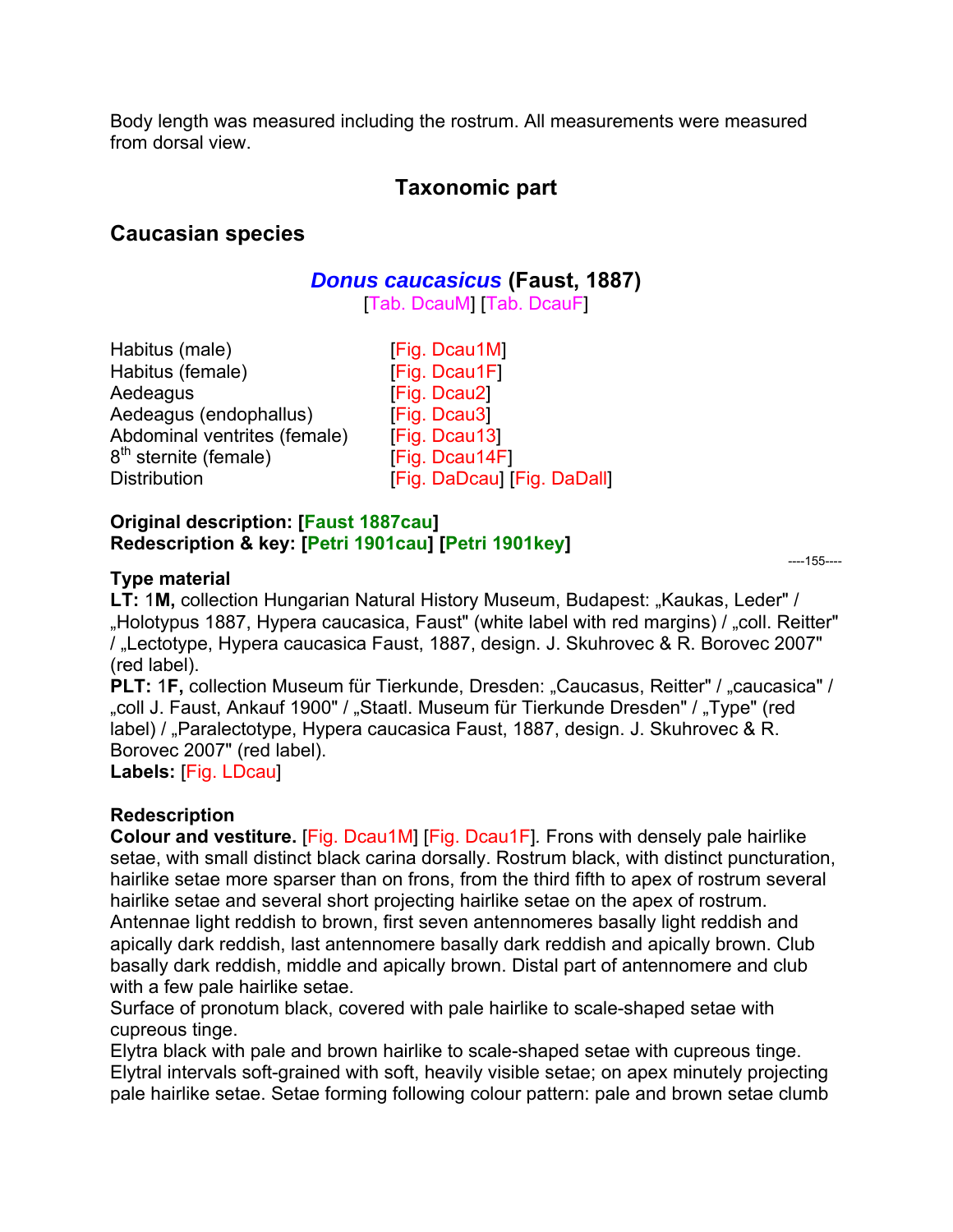Body length was measured including the rostrum. All measurements were measured from dorsal view.

## Taxonomic part

### Caucasian species

#### *Donus caucasicus* (Faust, 1887)

[Tab. DcauM] [Tab. DcauF]

| | |
|---|---|
| Habitus (male) | [Fig. Dcau1M] |
| Habitus (female) | [Fig. Dcau1F] |
| Aedeagus | [Fig. Dcau2] |
| Aedeagus (endophallus) | [Fig. Dcau3] |
| Abdominal ventrites (female) | [Fig. Dcau13] |
| 8$^{th}$ sternite (female) | [Fig. Dcau14F] |
| Distribution | [Fig. DaDcau] [Fig. DaDall] |

**Original description: [Faust 1887cau]**
**Redescription & key: [Petri 1901cau] [Petri 1901key]**

**Type material**
**LT:** 1**M,** collection Hungarian Natural History Museum, Budapest: „Kaukas, Leder" / „Holotypus 1887, Hypera caucasica, Faust" (white label with red margins) / „coll. Reitter" / „Lectotype, Hypera caucasica Faust, 1887, design. J. Skuhrovec & R. Borovec 2007" (red label).
**PLT:** 1**F,** collection Museum für Tierkunde, Dresden: „Caucasus, Reitter" / „caucasica" / „coll J. Faust, Ankauf 1900" / „Staatl. Museum für Tierkunde Dresden" / „Type" (red label) / „Paralectotype, Hypera caucasica Faust, 1887, design. J. Skuhrovec & R. Borovec 2007" (red label).
**Labels:** [Fig. LDcau]

**Redescription**
**Colour and vestiture.** [Fig. Dcau1M] [Fig. Dcau1F]. Frons with densely pale hairlike setae, with small distinct black carina dorsally. Rostrum black, with distinct puncturation, hairlike setae more sparser than on frons, from the third fifth to apex of rostrum several hairlike setae and several short projecting hairlike setae on the apex of rostrum. Antennae light reddish to brown, first seven antennomeres basally light reddish and apically dark reddish, last antennomere basally dark reddish and apically brown. Club basally dark reddish, middle and apically brown. Distal part of antennomere and club with a few pale hairlike setae.
Surface of pronotum black, covered with pale hairlike to scale-shaped setae with cupreous tinge.
Elytra black with pale and brown hairlike to scale-shaped setae with cupreous tinge. Elytral intervals soft-grained with soft, heavily visible setae; on apex minutely projecting pale hairlike setae. Setae forming following colour pattern: pale and brown setae clumb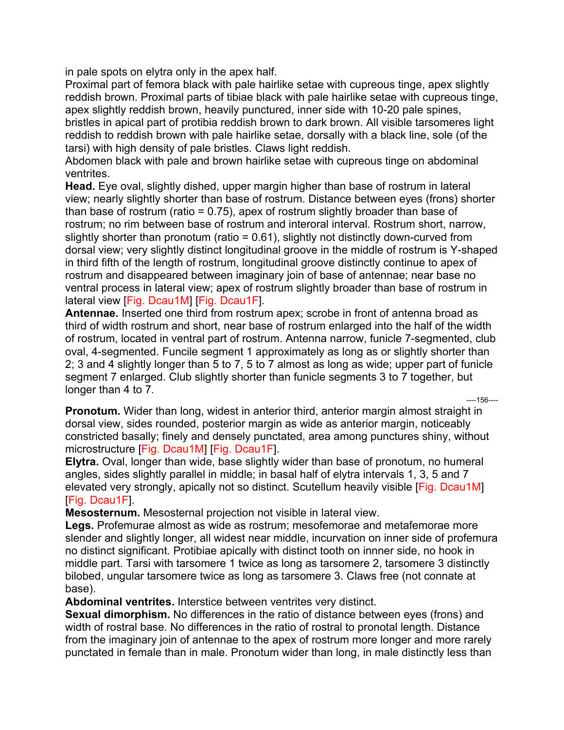in pale spots on elytra only in the apex half.
Proximal part of femora black with pale hairlike setae with cupreous tinge, apex slightly reddish brown. Proximal parts of tibiae black with pale hairlike setae with cupreous tinge, apex slightly reddish brown, heavily punctured, inner side with 10-20 pale spines, bristles in apical part of protibia reddish brown to dark brown. All visible tarsomeres light reddish to reddish brown with pale hairlike setae, dorsally with a black line, sole (of the tarsi) with high density of pale bristles. Claws light reddish.
Abdomen black with pale and brown hairlike setae with cupreous tinge on abdominal ventrites.
**Head.** Eye oval, slightly dished, upper margin higher than base of rostrum in lateral view; nearly slightly shorter than base of rostrum. Distance between eyes (frons) shorter than base of rostrum (ratio = 0.75), apex of rostrum slightly broader than base of rostrum; no rim between base of rostrum and interoral interval. Rostrum short, narrow, slightly shorter than pronotum (ratio = 0.61), slightly not distinctly down-curved from dorsal view; very slightly distinct longitudinal groove in the middle of rostrum is Y-shaped in third fifth of the length of rostrum, longitudinal groove distinctly continue to apex of rostrum and disappeared between imaginary join of base of antennae; near base no ventral process in lateral view; apex of rostrum slightly broader than base of rostrum in lateral view [Fig. Dcau1M] [Fig. Dcau1F].
**Antennae.** Inserted one third from rostrum apex; scrobe in front of antenna broad as third of width rostrum and short, near base of rostrum enlarged into the half of the width of rostrum, located in ventral part of rostrum. Antenna narrow, funicle 7-segmented, club oval, 4-segmented. Funcile segment 1 approximately as long as or slightly shorter than 2; 3 and 4 slightly longer than 5 to 7, 5 to 7 almost as long as wide; upper part of funicle segment 7 enlarged. Club slightly shorter than funicle segments 3 to 7 together, but longer than 4 to 7.

----156----

**Pronotum.** Wider than long, widest in anterior third, anterior margin almost straight in dorsal view, sides rounded, posterior margin as wide as anterior margin, noticeably constricted basally; finely and densely punctated, area among punctures shiny, without microstructure [Fig. Dcau1M] [Fig. Dcau1F].
**Elytra.** Oval, longer than wide, base slightly wider than base of pronotum, no humeral angles, sides slightly parallel in middle; in basal half of elytra intervals 1, 3, 5 and 7 elevated very strongly, apically not so distinct. Scutellum heavily visible [Fig. Dcau1M] [Fig. Dcau1F].
**Mesosternum.** Mesosternal projection not visible in lateral view.
**Legs.** Profemurae almost as wide as rostrum; mesofemorae and metafemorae more slender and slightly longer, all widest near middle, incurvation on inner side of profemura no distinct significant. Protibiae apically with distinct tooth on innner side, no hook in middle part. Tarsi with tarsomere 1 twice as long as tarsomere 2, tarsomere 3 distinctly bilobed, ungular tarsomere twice as long as tarsomere 3. Claws free (not connate at base).
**Abdominal ventrites.** Interstice between ventrites very distinct.
**Sexual dimorphism.** No differences in the ratio of distance between eyes (frons) and width of rostral base. No differences in the ratio of rostral to pronotal length. Distance from the imaginary join of antennae to the apex of rostrum more longer and more rarely punctated in female than in male. Pronotum wider than long, in male distinctly less than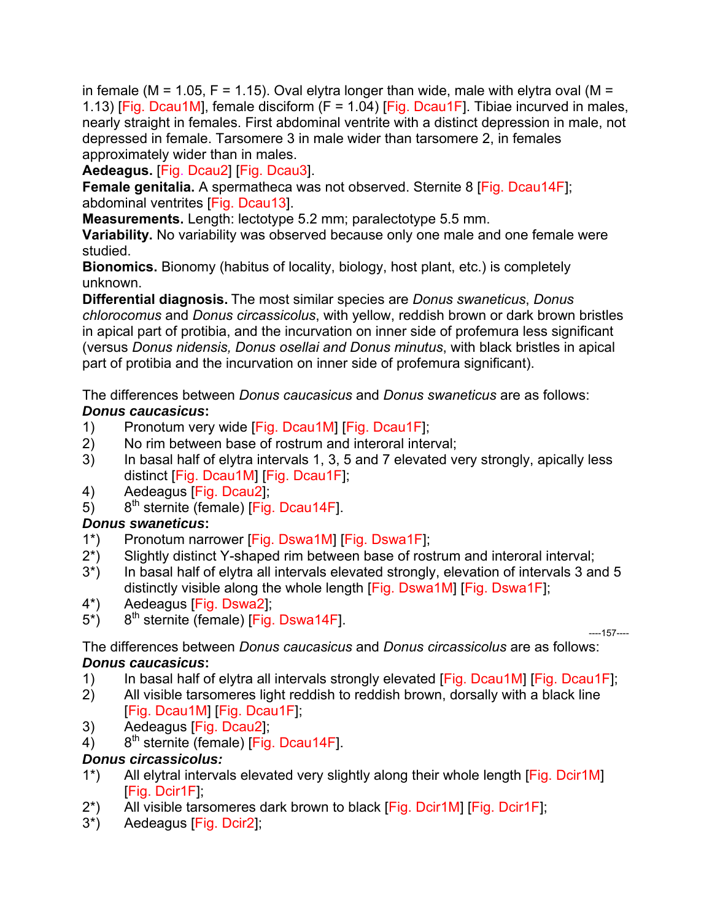in female (M = 1.05, F = 1.15). Oval elytra longer than wide, male with elytra oval (M = 1.13) [Fig. Dcau1M], female disciform (F = 1.04) [Fig. Dcau1F]. Tibiae incurved in males, nearly straight in females. First abdominal ventrite with a distinct depression in male, not depressed in female. Tarsomere 3 in male wider than tarsomere 2, in females approximately wider than in males.

**Aedeagus.** [Fig. Dcau2] [Fig. Dcau3].

**Female genitalia.** A spermatheca was not observed. Sternite 8 [Fig. Dcau14F]; abdominal ventrites [Fig. Dcau13].

**Measurements.** Length: lectotype 5.2 mm; paralectotype 5.5 mm.

**Variability.** No variability was observed because only one male and one female were studied.

**Bionomics.** Bionomy (habitus of locality, biology, host plant, etc.) is completely unknown.

**Differential diagnosis.** The most similar species are *Donus swaneticus*, *Donus chlorocomus* and *Donus circassicolus*, with yellow, reddish brown or dark brown bristles in apical part of protibia, and the incurvation on inner side of profemura less significant (versus *Donus nidensis, Donus osellai and Donus minutus*, with black bristles in apical part of protibia and the incurvation on inner side of profemura significant).

The differences between *Donus caucasicus* and *Donus swaneticus* are as follows:

***Donus caucasicus*:**

1) Pronotum very wide [Fig. Dcau1M] [Fig. Dcau1F];
2) No rim between base of rostrum and interoral interval;
3) In basal half of elytra intervals 1, 3, 5 and 7 elevated very strongly, apically less distinct [Fig. Dcau1M] [Fig. Dcau1F];
4) Aedeagus [Fig. Dcau2];
5) 8th sternite (female) [Fig. Dcau14F].

***Donus swaneticus*:**

1*) Pronotum narrower [Fig. Dswa1M] [Fig. Dswa1F];
2*) Slightly distinct Y-shaped rim between base of rostrum and interoral interval;
3*) In basal half of elytra all intervals elevated strongly, elevation of intervals 3 and 5 distinctly visible along the whole length [Fig. Dswa1M] [Fig. Dswa1F];
4*) Aedeagus [Fig. Dswa2];
5*) 8th sternite (female) [Fig. Dswa14F].

The differences between *Donus caucasicus* and *Donus circassicolus* are as follows:

***Donus caucasicus*:**

1) In basal half of elytra all intervals strongly elevated [Fig. Dcau1M] [Fig. Dcau1F];
2) All visible tarsomeres light reddish to reddish brown, dorsally with a black line [Fig. Dcau1M] [Fig. Dcau1F];
3) Aedeagus [Fig. Dcau2];
4) 8th sternite (female) [Fig. Dcau14F].

***Donus circassicolus:***

1*) All elytral intervals elevated very slightly along their whole length [Fig. Dcir1M] [Fig. Dcir1F];
2*) All visible tarsomeres dark brown to black [Fig. Dcir1M] [Fig. Dcir1F];
3*) Aedeagus [Fig. Dcir2];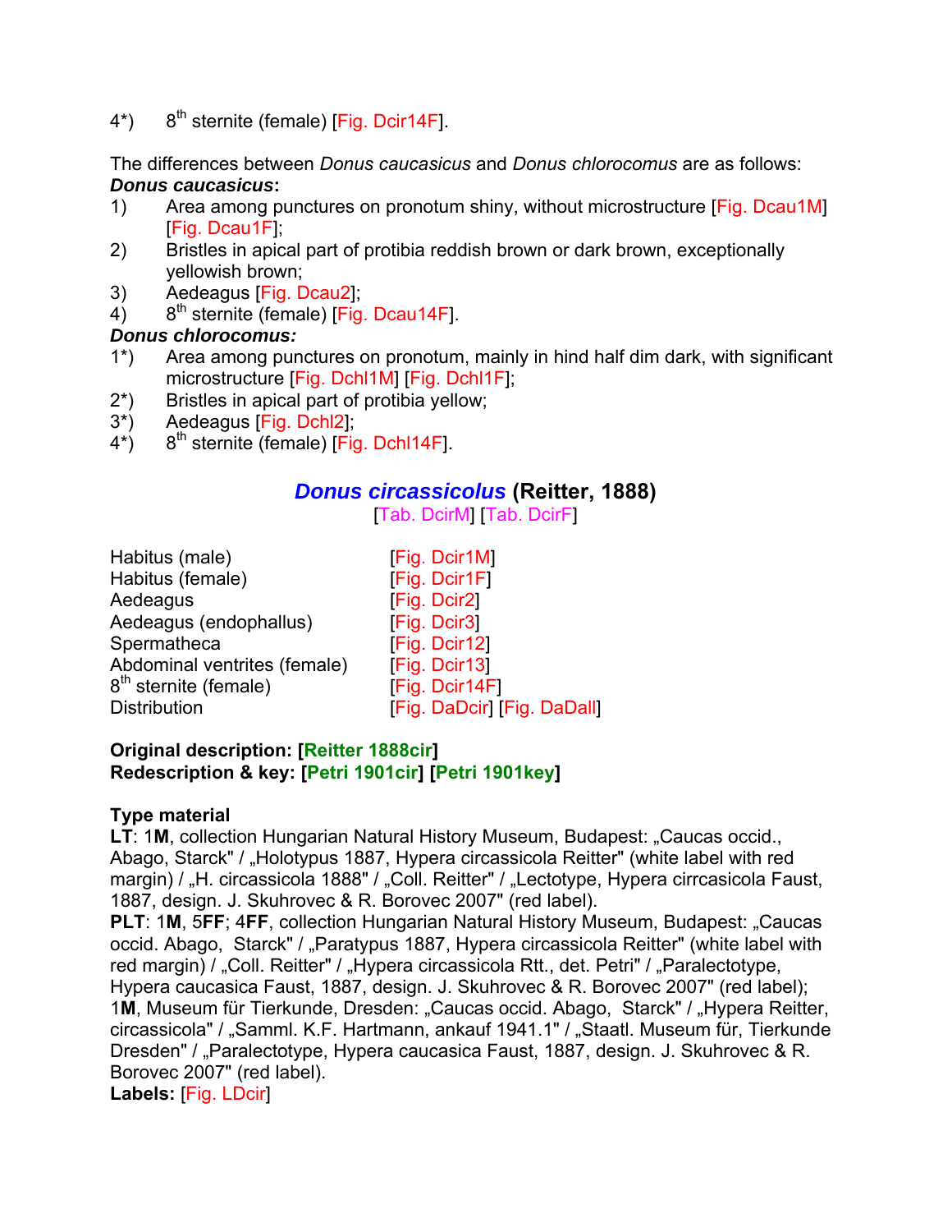4*) 8th sternite (female) [Fig. Dcir14F].

The differences between *Donus caucasicus* and *Donus chlorocomus* are as follows:

***Donus caucasicus*:**

1) Area among punctures on pronotum shiny, without microstructure [Fig. Dcau1M] [Fig. Dcau1F];
2) Bristles in apical part of protibia reddish brown or dark brown, exceptionally yellowish brown;
3) Aedeagus [Fig. Dcau2];
4) 8th sternite (female) [Fig. Dcau14F].

***Donus chlorocomus:***

1*) Area among punctures on pronotum, mainly in hind half dim dark, with significant microstructure [Fig. Dchl1M] [Fig. Dchl1F];
2*) Bristles in apical part of protibia yellow;
3*) Aedeagus [Fig. Dchl2];
4*) 8th sternite (female) [Fig. Dchl14F].

## *Donus circassicolus* (Reitter, 1888)

[Tab. DcirM] [Tab. DcirF]

| | |
|---|---|
| Habitus (male) | [Fig. Dcir1M] |
| Habitus (female) | [Fig. Dcir1F] |
| Aedeagus | [Fig. Dcir2] |
| Aedeagus (endophallus) | [Fig. Dcir3] |
| Spermatheca | [Fig. Dcir12] |
| Abdominal ventrites (female) | [Fig. Dcir13] |
| 8th sternite (female) | [Fig. Dcir14F] |
| Distribution | [Fig. DaDcir] [Fig. DaDall] |

**Original description: [Reitter 1888cir]**
**Redescription & key: [Petri 1901cir] [Petri 1901key]**

**Type material**

**LT**: 1**M**, collection Hungarian Natural History Museum, Budapest: „Caucas occid., Abago, Starck" / „Holotypus 1887, Hypera circassicola Reitter" (white label with red margin) / „H. circassicola 1888" / „Coll. Reitter" / „Lectotype, Hypera cirrcasicola Faust, 1887, design. J. Skuhrovec & R. Borovec 2007" (red label).

**PLT**: 1**M**, 5**FF**; 4**FF**, collection Hungarian Natural History Museum, Budapest: „Caucas occid. Abago, Starck" / „Paratypus 1887, Hypera circassicola Reitter" (white label with red margin) / „Coll. Reitter" / „Hypera circassicola Rtt., det. Petri" / „Paralectotype, Hypera caucasica Faust, 1887, design. J. Skuhrovec & R. Borovec 2007" (red label); 1**M**, Museum für Tierkunde, Dresden: „Caucas occid. Abago, Starck" / „Hypera Reitter, circassicola" / „Samml. K.F. Hartmann, ankauf 1941.1" / „Staatl. Museum für, Tierkunde Dresden" / „Paralectotype, Hypera caucasica Faust, 1887, design. J. Skuhrovec & R. Borovec 2007" (red label).

**Labels:** [Fig. LDcir]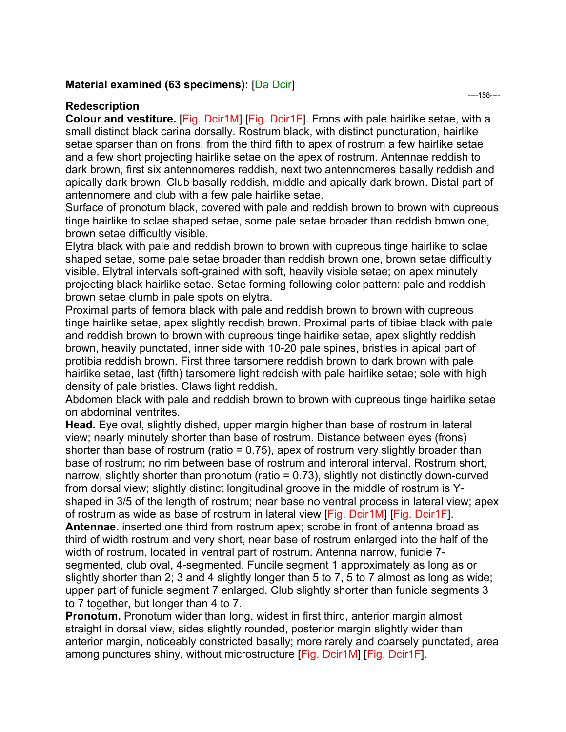**Material examined (63 specimens):** [Da Dcir]

----158----

**Redescription**

**Colour and vestiture.** [Fig. Dcir1M] [Fig. Dcir1F]. Frons with pale hairlike setae, with a small distinct black carina dorsally. Rostrum black, with distinct puncturation, hairlike setae sparser than on frons, from the third fifth to apex of rostrum a few hairlike setae and a few short projecting hairlike setae on the apex of rostrum. Antennae reddish to dark brown, first six antennomeres reddish, next two antennomeres basally reddish and apically dark brown. Club basally reddish, middle and apically dark brown. Distal part of antennomere and club with a few pale hairlike setae.

Surface of pronotum black, covered with pale and reddish brown to brown with cupreous tinge hairlike to sclae shaped setae, some pale setae broader than reddish brown one, brown setae difficultly visible.

Elytra black with pale and reddish brown to brown with cupreous tinge hairlike to sclae shaped setae, some pale setae broader than reddish brown one, brown setae difficultly visible. Elytral intervals soft-grained with soft, heavily visible setae; on apex minutely projecting black hairlike setae. Setae forming following color pattern: pale and reddish brown setae clumb in pale spots on elytra.

Proximal parts of femora black with pale and reddish brown to brown with cupreous tinge hairlike setae, apex slightly reddish brown. Proximal parts of tibiae black with pale and reddish brown to brown with cupreous tinge hairlike setae, apex slightly reddish brown, heavily punctated, inner side with 10-20 pale spines, bristles in apical part of protibia reddish brown. First three tarsomere reddish brown to dark brown with pale hairlike setae, last (fifth) tarsomere light reddish with pale hairlike setae; sole with high density of pale bristles. Claws light reddish.

Abdomen black with pale and reddish brown to brown with cupreous tinge hairlike setae on abdominal ventrites.

**Head.** Eye oval, slightly dished, upper margin higher than base of rostrum in lateral view; nearly minutely shorter than base of rostrum. Distance between eyes (frons) shorter than base of rostrum (ratio = 0.75), apex of rostrum very slightly broader than base of rostrum; no rim between base of rostrum and interoral interval. Rostrum short, narrow, slightly shorter than pronotum (ratio = 0.73), slightly not distinctly down-curved from dorsal view; slightly distinct longitudinal groove in the middle of rostrum is Y-shaped in 3/5 of the length of rostrum; near base no ventral process in lateral view; apex of rostrum as wide as base of rostrum in lateral view [Fig. Dcir1M] [Fig. Dcir1F].

**Antennae.** inserted one third from rostrum apex; scrobe in front of antenna broad as third of width rostrum and very short, near base of rostrum enlarged into the half of the width of rostrum, located in ventral part of rostrum. Antenna narrow, funicle 7-segmented, club oval, 4-segmented. Funcile segment 1 approximately as long as or slightly shorter than 2; 3 and 4 slightly longer than 5 to 7, 5 to 7 almost as long as wide; upper part of funicle segment 7 enlarged. Club slightly shorter than funicle segments 3 to 7 together, but longer than 4 to 7.

**Pronotum.** Pronotum wider than long, widest in first third, anterior margin almost straight in dorsal view, sides slightly rounded, posterior margin slightly wider than anterior margin, noticeably constricted basally; more rarely and coarsely punctated, area among punctures shiny, without microstructure [Fig. Dcir1M] [Fig. Dcir1F].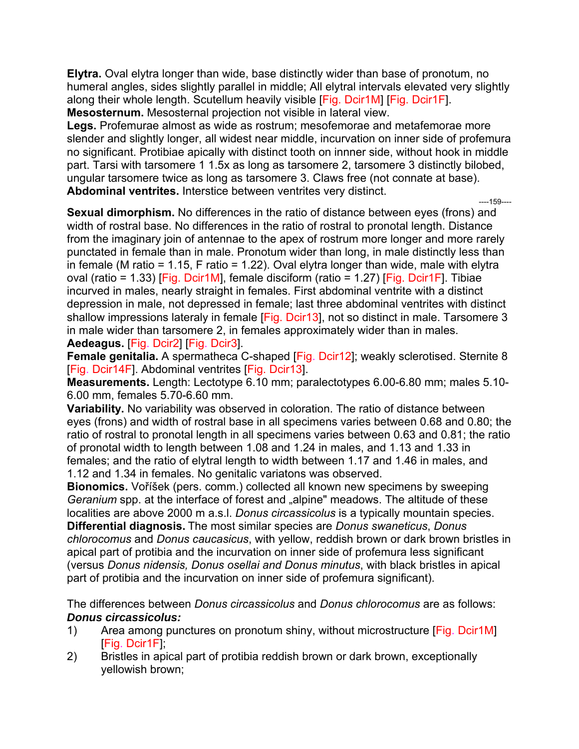**Elytra.** Oval elytra longer than wide, base distinctly wider than base of pronotum, no humeral angles, sides slightly parallel in middle; All elytral intervals elevated very slightly along their whole length. Scutellum heavily visible [Fig. Dcir1M] [Fig. Dcir1F].
**Mesosternum.** Mesosternal projection not visible in lateral view.
**Legs.** Profemurae almost as wide as rostrum; mesofemorae and metafemorae more slender and slightly longer, all widest near middle, incurvation on inner side of profemura no significant. Protibiae apically with distinct tooth on innner side, without hook in middle part. Tarsi with tarsomere 1 1.5x as long as tarsomere 2, tarsomere 3 distinctly bilobed, ungular tarsomere twice as long as tarsomere 3. Claws free (not connate at base).
**Abdominal ventrites.** Interstice between ventrites very distinct.

**Sexual dimorphism.** No differences in the ratio of distance between eyes (frons) and width of rostral base. No differences in the ratio of rostral to pronotal length. Distance from the imaginary join of antennae to the apex of rostrum more longer and more rarely punctated in female than in male. Pronotum wider than long, in male distinctly less than in female (M ratio = 1.15, F ratio = 1.22). Oval elytra longer than wide, male with elytra oval (ratio = 1.33) [Fig. Dcir1M], female disciform (ratio = 1.27) [Fig. Dcir1F]. Tibiae incurved in males, nearly straight in females. First abdominal ventrite with a distinct depression in male, not depressed in female; last three abdominal ventrites with distinct shallow impressions lateraly in female [Fig. Dcir13], not so distinct in male. Tarsomere 3 in male wider than tarsomere 2, in females approximately wider than in males.
**Aedeagus.** [Fig. Dcir2] [Fig. Dcir3].
**Female genitalia.** A spermatheca C-shaped [Fig. Dcir12]; weakly sclerotised. Sternite 8 [Fig. Dcir14F]. Abdominal ventrites [Fig. Dcir13].
**Measurements.** Length: Lectotype 6.10 mm; paralectotypes 6.00-6.80 mm; males 5.10-6.00 mm, females 5.70-6.60 mm.
**Variability.** No variability was observed in coloration. The ratio of distance between eyes (frons) and width of rostral base in all specimens varies between 0.68 and 0.80; the ratio of rostral to pronotal length in all specimens varies between 0.63 and 0.81; the ratio of pronotal width to length between 1.08 and 1.24 in males, and 1.13 and 1.33 in females; and the ratio of elytral length to width between 1.17 and 1.46 in males, and 1.12 and 1.34 in females. No genitalic variatons was observed.
**Bionomics.** Voříšek (pers. comm.) collected all known new specimens by sweeping *Geranium* spp. at the interface of forest and „alpine" meadows. The altitude of these localities are above 2000 m a.s.l. *Donus circassicolus* is a typically mountain species.
**Differential diagnosis.** The most similar species are *Donus swaneticus*, *Donus chlorocomus* and *Donus caucasicus*, with yellow, reddish brown or dark brown bristles in apical part of protibia and the incurvation on inner side of profemura less significant (versus *Donus nidensis, Donus osellai and Donus minutus*, with black bristles in apical part of protibia and the incurvation on inner side of profemura significant).

The differences between *Donus circassicolus* and *Donus chlorocomus* are as follows:
***Donus circassicolus:***

1) Area among punctures on pronotum shiny, without microstructure [Fig. Dcir1M] [Fig. Dcir1F];
2) Bristles in apical part of protibia reddish brown or dark brown, exceptionally yellowish brown;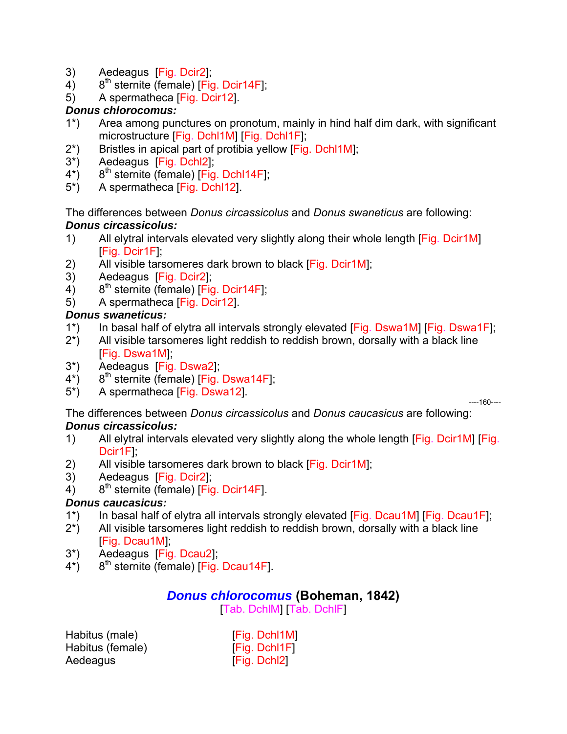3) Aedeagus [Fig. Dcir2];
4) 8th sternite (female) [Fig. Dcir14F];
5) A spermatheca [Fig. Dcir12].

***Donus chlorocomus:***

1*) Area among punctures on pronotum, mainly in hind half dim dark, with significant microstructure [Fig. Dchl1M] [Fig. Dchl1F];
2*) Bristles in apical part of protibia yellow [Fig. Dchl1M];
3*) Aedeagus [Fig. Dchl2];
4*) 8th sternite (female) [Fig. Dchl14F];
5*) A spermatheca [Fig. Dchl12].

The differences between *Donus circassicolus* and *Donus swaneticus* are following:

***Donus circassicolus:***

1) All elytral intervals elevated very slightly along their whole length [Fig. Dcir1M] [Fig. Dcir1F];
2) All visible tarsomeres dark brown to black [Fig. Dcir1M];
3) Aedeagus [Fig. Dcir2];
4) 8th sternite (female) [Fig. Dcir14F];
5) A spermatheca [Fig. Dcir12].

***Donus swaneticus:***

1*) In basal half of elytra all intervals strongly elevated [Fig. Dswa1M] [Fig. Dswa1F];
2*) All visible tarsomeres light reddish to reddish brown, dorsally with a black line [Fig. Dswa1M];
3*) Aedeagus [Fig. Dswa2];
4*) 8th sternite (female) [Fig. Dswa14F];
5*) A spermatheca [Fig. Dswa12].

The differences between *Donus circassicolus* and *Donus caucasicus* are following:

***Donus circassicolus:***

1) All elytral intervals elevated very slightly along the whole length [Fig. Dcir1M] [Fig. Dcir1F];
2) All visible tarsomeres dark brown to black [Fig. Dcir1M];
3) Aedeagus [Fig. Dcir2];
4) 8th sternite (female) [Fig. Dcir14F].

***Donus caucasicus:***

1*) In basal half of elytra all intervals strongly elevated [Fig. Dcau1M] [Fig. Dcau1F];
2*) All visible tarsomeres light reddish to reddish brown, dorsally with a black line [Fig. Dcau1M];
3*) Aedeagus [Fig. Dcau2];
4*) 8th sternite (female) [Fig. Dcau14F].

## *Donus chlorocomus* (Boheman, 1842)

[Tab. DchlM] [Tab. DchlF]

Habitus (male) [Fig. Dchl1M]
Habitus (female) [Fig. Dchl1F]
Aedeagus [Fig. Dchl2]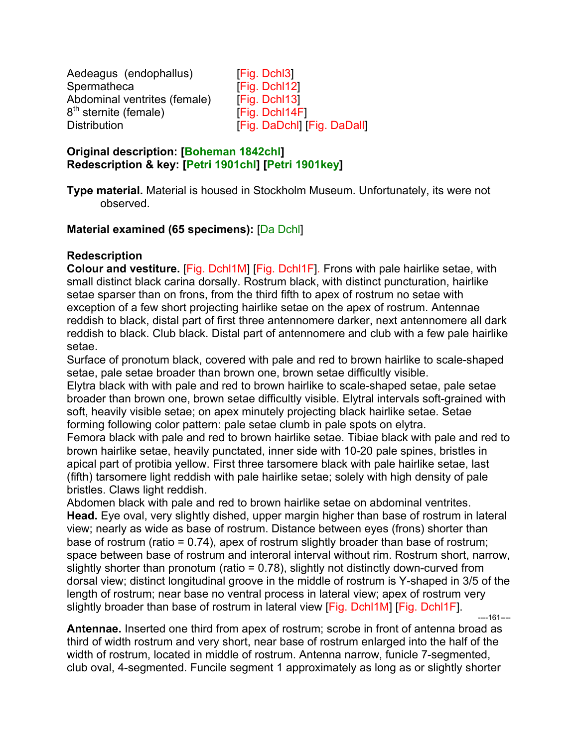Aedeagus (endophallus) [Fig. Dchl3]
Spermatheca [Fig. Dchl12]
Abdominal ventrites (female) [Fig. Dchl13]
8th sternite (female) [Fig. Dchl14F]
Distribution [Fig. DaDchl] [Fig. DaDall]

**Original description: [Boheman 1842chl]**
**Redescription & key: [Petri 1901chl] [Petri 1901key]**

**Type material.** Material is housed in Stockholm Museum. Unfortunately, its were not observed.

**Material examined (65 specimens):** [Da Dchl]

**Redescription**

**Colour and vestiture.** [Fig. Dchl1M] [Fig. Dchl1F]. Frons with pale hairlike setae, with small distinct black carina dorsally. Rostrum black, with distinct puncturation, hairlike setae sparser than on frons, from the third fifth to apex of rostrum no setae with exception of a few short projecting hairlike setae on the apex of rostrum. Antennae reddish to black, distal part of first three antennomere darker, next antennomere all dark reddish to black. Club black. Distal part of antennomere and club with a few pale hairlike setae.

Surface of pronotum black, covered with pale and red to brown hairlike to scale-shaped setae, pale setae broader than brown one, brown setae difficultly visible.

Elytra black with with pale and red to brown hairlike to scale-shaped setae, pale setae broader than brown one, brown setae difficultly visible. Elytral intervals soft-grained with soft, heavily visible setae; on apex minutely projecting black hairlike setae. Setae forming following color pattern: pale setae clumb in pale spots on elytra.

Femora black with pale and red to brown hairlike setae. Tibiae black with pale and red to brown hairlike setae, heavily punctated, inner side with 10-20 pale spines, bristles in apical part of protibia yellow. First three tarsomere black with pale hairlike setae, last (fifth) tarsomere light reddish with pale hairlike setae; solely with high density of pale bristles. Claws light reddish.

Abdomen black with pale and red to brown hairlike setae on abdominal ventrites.

**Head.** Eye oval, very slightly dished, upper margin higher than base of rostrum in lateral view; nearly as wide as base of rostrum. Distance between eyes (frons) shorter than base of rostrum (ratio = 0.74), apex of rostrum slightly broader than base of rostrum; space between base of rostrum and interoral interval without rim. Rostrum short, narrow, slightly shorter than pronotum (ratio = 0.78), slightly not distinctly down-curved from dorsal view; distinct longitudinal groove in the middle of rostrum is Y-shaped in 3/5 of the length of rostrum; near base no ventral process in lateral view; apex of rostrum very slightly broader than base of rostrum in lateral view [Fig. Dchl1M] [Fig. Dchl1F].

**Antennae.** Inserted one third from apex of rostrum; scrobe in front of antenna broad as third of width rostrum and very short, near base of rostrum enlarged into the half of the width of rostrum, located in middle of rostrum. Antenna narrow, funicle 7-segmented, club oval, 4-segmented. Funcile segment 1 approximately as long as or slightly shorter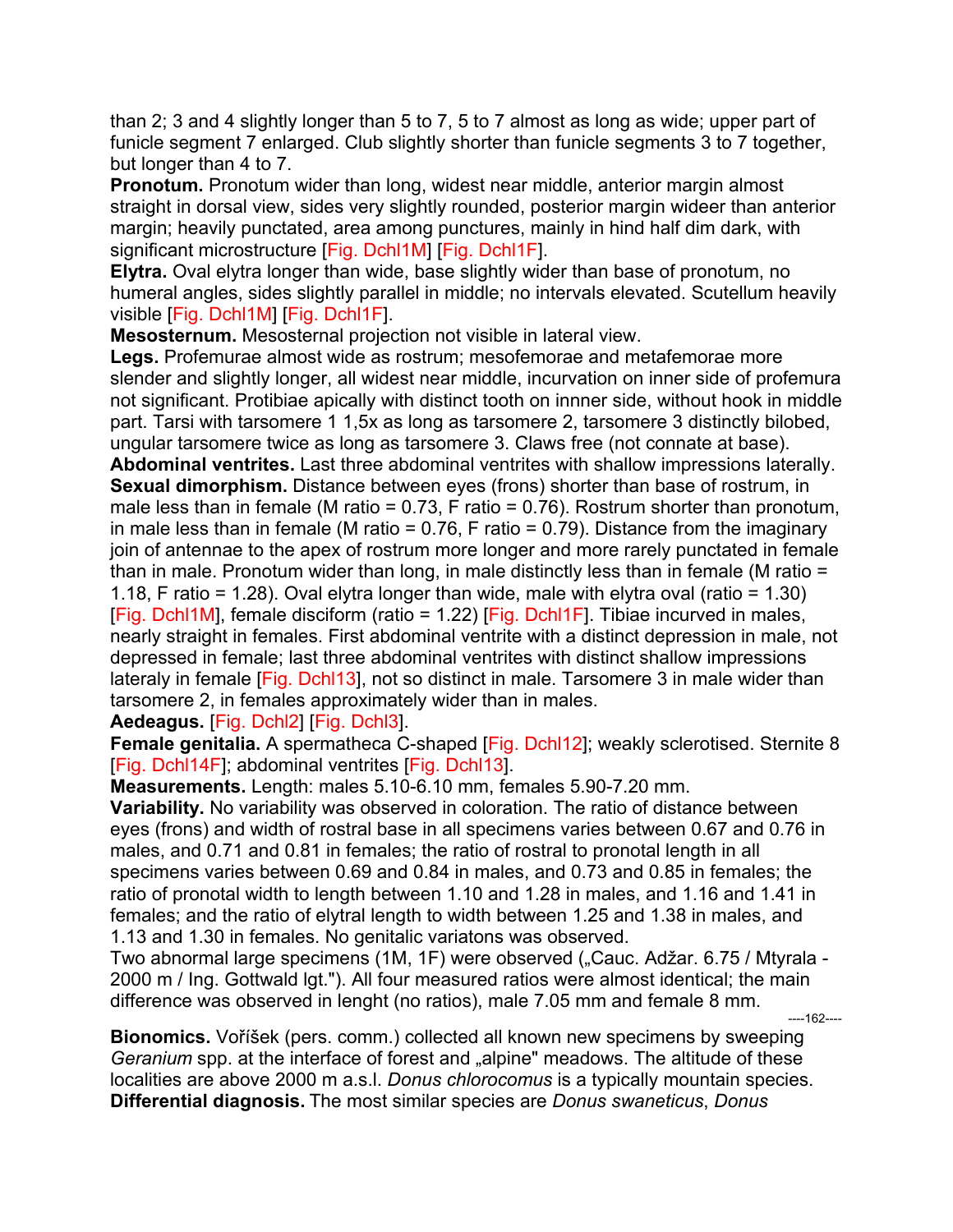than 2; 3 and 4 slightly longer than 5 to 7, 5 to 7 almost as long as wide; upper part of funicle segment 7 enlarged. Club slightly shorter than funicle segments 3 to 7 together, but longer than 4 to 7.

**Pronotum.** Pronotum wider than long, widest near middle, anterior margin almost straight in dorsal view, sides very slightly rounded, posterior margin wideer than anterior margin; heavily punctated, area among punctures, mainly in hind half dim dark, with significant microstructure [Fig. Dchl1M] [Fig. Dchl1F].

**Elytra.** Oval elytra longer than wide, base slightly wider than base of pronotum, no humeral angles, sides slightly parallel in middle; no intervals elevated. Scutellum heavily visible [Fig. Dchl1M] [Fig. Dchl1F].

**Mesosternum.** Mesosternal projection not visible in lateral view.

**Legs.** Profemurae almost wide as rostrum; mesofemorae and metafemorae more slender and slightly longer, all widest near middle, incurvation on inner side of profemura not significant. Protibiae apically with distinct tooth on innner side, without hook in middle part. Tarsi with tarsomere 1 1,5x as long as tarsomere 2, tarsomere 3 distinctly bilobed, ungular tarsomere twice as long as tarsomere 3. Claws free (not connate at base).

**Abdominal ventrites.** Last three abdominal ventrites with shallow impressions laterally.

**Sexual dimorphism.** Distance between eyes (frons) shorter than base of rostrum, in male less than in female (M ratio = 0.73, F ratio = 0.76). Rostrum shorter than pronotum, in male less than in female (M ratio = 0.76, F ratio = 0.79). Distance from the imaginary join of antennae to the apex of rostrum more longer and more rarely punctated in female than in male. Pronotum wider than long, in male distinctly less than in female (M ratio = 1.18, F ratio = 1.28). Oval elytra longer than wide, male with elytra oval (ratio = 1.30) [Fig. Dchl1M], female disciform (ratio = 1.22) [Fig. Dchl1F]. Tibiae incurved in males, nearly straight in females. First abdominal ventrite with a distinct depression in male, not depressed in female; last three abdominal ventrites with distinct shallow impressions lateraly in female [Fig. Dchl13], not so distinct in male. Tarsomere 3 in male wider than tarsomere 2, in females approximately wider than in males.

**Aedeagus.** [Fig. Dchl2] [Fig. Dchl3].

**Female genitalia.** A spermatheca C-shaped [Fig. Dchl12]; weakly sclerotised. Sternite 8 [Fig. Dchl14F]; abdominal ventrites [Fig. Dchl13].

**Measurements.** Length: males 5.10-6.10 mm, females 5.90-7.20 mm.

**Variability.** No variability was observed in coloration. The ratio of distance between eyes (frons) and width of rostral base in all specimens varies between 0.67 and 0.76 in males, and 0.71 and 0.81 in females; the ratio of rostral to pronotal length in all specimens varies between 0.69 and 0.84 in males, and 0.73 and 0.85 in females; the ratio of pronotal width to length between 1.10 and 1.28 in males, and 1.16 and 1.41 in females; and the ratio of elytral length to width between 1.25 and 1.38 in males, and 1.13 and 1.30 in females. No genitalic variatons was observed.

Two abnormal large specimens (1M, 1F) were observed („Cauc. Adžar. 6.75 / Mtyrala - 2000 m / Ing. Gottwald lgt."). All four measured ratios were almost identical; the main difference was observed in lenght (no ratios), male 7.05 mm and female 8 mm.

**Bionomics.** Voříšek (pers. comm.) collected all known new specimens by sweeping *Geranium* spp. at the interface of forest and „alpine" meadows. The altitude of these localities are above 2000 m a.s.l. *Donus chlorocomus* is a typically mountain species.

**Differential diagnosis.** The most similar species are *Donus swaneticus*, *Donus*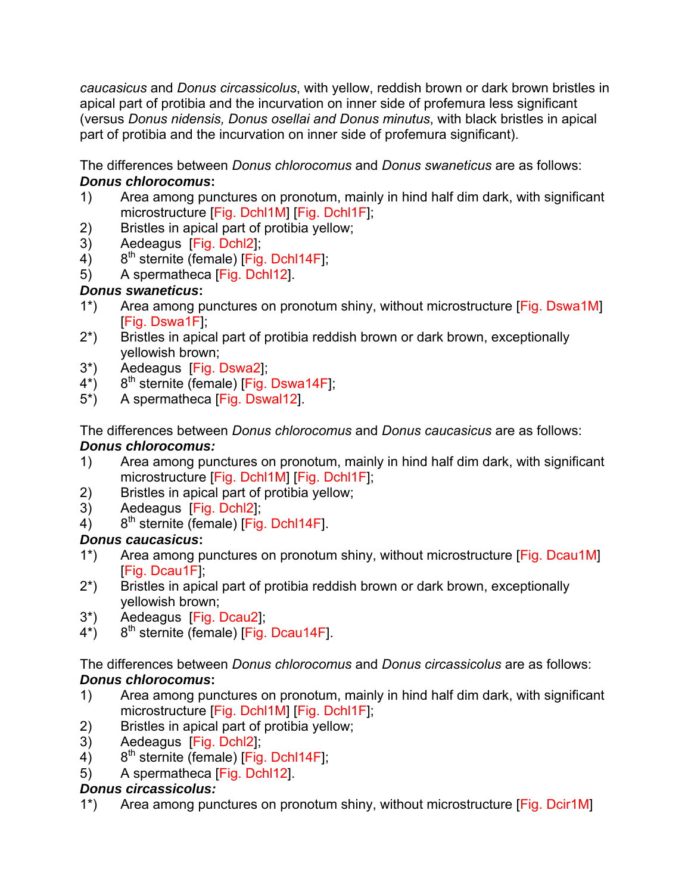*caucasicus* and *Donus circassicolus*, with yellow, reddish brown or dark brown bristles in apical part of protibia and the incurvation on inner side of profemura less significant (versus *Donus nidensis, Donus osellai and Donus minutus*, with black bristles in apical part of protibia and the incurvation on inner side of profemura significant).

The differences between *Donus chlorocomus* and *Donus swaneticus* are as follows:

***Donus chlorocomus*:**

1) Area among punctures on pronotum, mainly in hind half dim dark, with significant microstructure [Fig. Dchl1M] [Fig. Dchl1F];
2) Bristles in apical part of protibia yellow;
3) Aedeagus [Fig. Dchl2];
4) 8th sternite (female) [Fig. Dchl14F];
5) A spermatheca [Fig. Dchl12].

***Donus swaneticus*:**

1*) Area among punctures on pronotum shiny, without microstructure [Fig. Dswa1M] [Fig. Dswa1F];
2*) Bristles in apical part of protibia reddish brown or dark brown, exceptionally yellowish brown;
3*) Aedeagus [Fig. Dswa2];
4*) 8th sternite (female) [Fig. Dswa14F];
5*) A spermatheca [Fig. Dswal12].

The differences between *Donus chlorocomus* and *Donus caucasicus* are as follows:

***Donus chlorocomus:***

1) Area among punctures on pronotum, mainly in hind half dim dark, with significant microstructure [Fig. Dchl1M] [Fig. Dchl1F];
2) Bristles in apical part of protibia yellow;
3) Aedeagus [Fig. Dchl2];
4) 8th sternite (female) [Fig. Dchl14F].

***Donus caucasicus*:**

1*) Area among punctures on pronotum shiny, without microstructure [Fig. Dcau1M] [Fig. Dcau1F];
2*) Bristles in apical part of protibia reddish brown or dark brown, exceptionally yellowish brown;
3*) Aedeagus [Fig. Dcau2];
4*) 8th sternite (female) [Fig. Dcau14F].

The differences between *Donus chlorocomus* and *Donus circassicolus* are as follows:

***Donus chlorocomus*:**

1) Area among punctures on pronotum, mainly in hind half dim dark, with significant microstructure [Fig. Dchl1M] [Fig. Dchl1F];
2) Bristles in apical part of protibia yellow;
3) Aedeagus [Fig. Dchl2];
4) 8th sternite (female) [Fig. Dchl14F];
5) A spermatheca [Fig. Dchl12].

***Donus circassicolus:***

1*) Area among punctures on pronotum shiny, without microstructure [Fig. Dcir1M]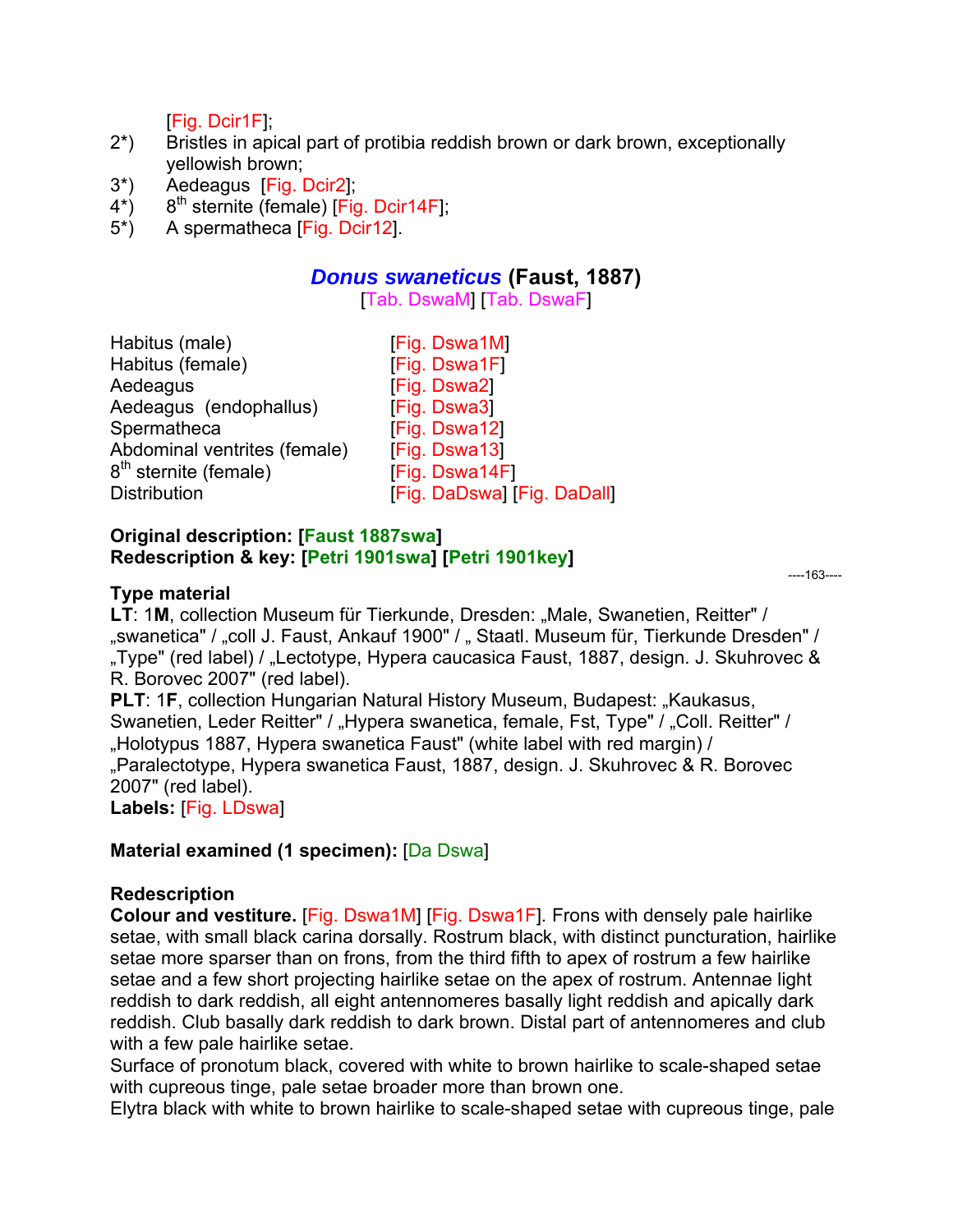[Fig. Dcir1F];

2*) Bristles in apical part of protibia reddish brown or dark brown, exceptionally yellowish brown;

3*) Aedeagus [Fig. Dcir2];

4*) 8th sternite (female) [Fig. Dcir14F];

5*) A spermatheca [Fig. Dcir12].

## *Donus swaneticus* (Faust, 1887)

[Tab. DswaM] [Tab. DswaF]

| | |
|---|---|
| Habitus (male) | [Fig. Dswa1M] |
| Habitus (female) | [Fig. Dswa1F] |
| Aedeagus | [Fig. Dswa2] |
| Aedeagus (endophallus) | [Fig. Dswa3] |
| Spermatheca | [Fig. Dswa12] |
| Abdominal ventrites (female) | [Fig. Dswa13] |
| 8th sternite (female) | [Fig. Dswa14F] |
| Distribution | [Fig. DaDswa] [Fig. DaDall] |

**Original description: [Faust 1887swa]**
**Redescription & key: [Petri 1901swa] [Petri 1901key]**

**Type material**
**LT**: 1**M**, collection Museum für Tierkunde, Dresden: „Male, Swanetien, Reitter" / „swanetica" / „coll J. Faust, Ankauf 1900" / „ Staatl. Museum für, Tierkunde Dresden" / „Type" (red label) / „Lectotype, Hypera caucasica Faust, 1887, design. J. Skuhrovec & R. Borovec 2007" (red label).
**PLT**: 1**F**, collection Hungarian Natural History Museum, Budapest: „Kaukasus, Swanetien, Leder Reitter" / „Hypera swanetica, female, Fst, Type" / „Coll. Reitter" / „Holotypus 1887, Hypera swanetica Faust" (white label with red margin) / „Paralectotype, Hypera swanetica Faust, 1887, design. J. Skuhrovec & R. Borovec 2007" (red label).
**Labels:** [Fig. LDswa]

**Material examined (1 specimen):** [Da Dswa]

**Redescription**
**Colour and vestiture.** [Fig. Dswa1M] [Fig. Dswa1F]. Frons with densely pale hairlike setae, with small black carina dorsally. Rostrum black, with distinct puncturation, hairlike setae more sparser than on frons, from the third fifth to apex of rostrum a few hairlike setae and a few short projecting hairlike setae on the apex of rostrum. Antennae light reddish to dark reddish, all eight antennomeres basally light reddish and apically dark reddish. Club basally dark reddish to dark brown. Distal part of antennomeres and club with a few pale hairlike setae.
Surface of pronotum black, covered with white to brown hairlike to scale-shaped setae with cupreous tinge, pale setae broader more than brown one.
Elytra black with white to brown hairlike to scale-shaped setae with cupreous tinge, pale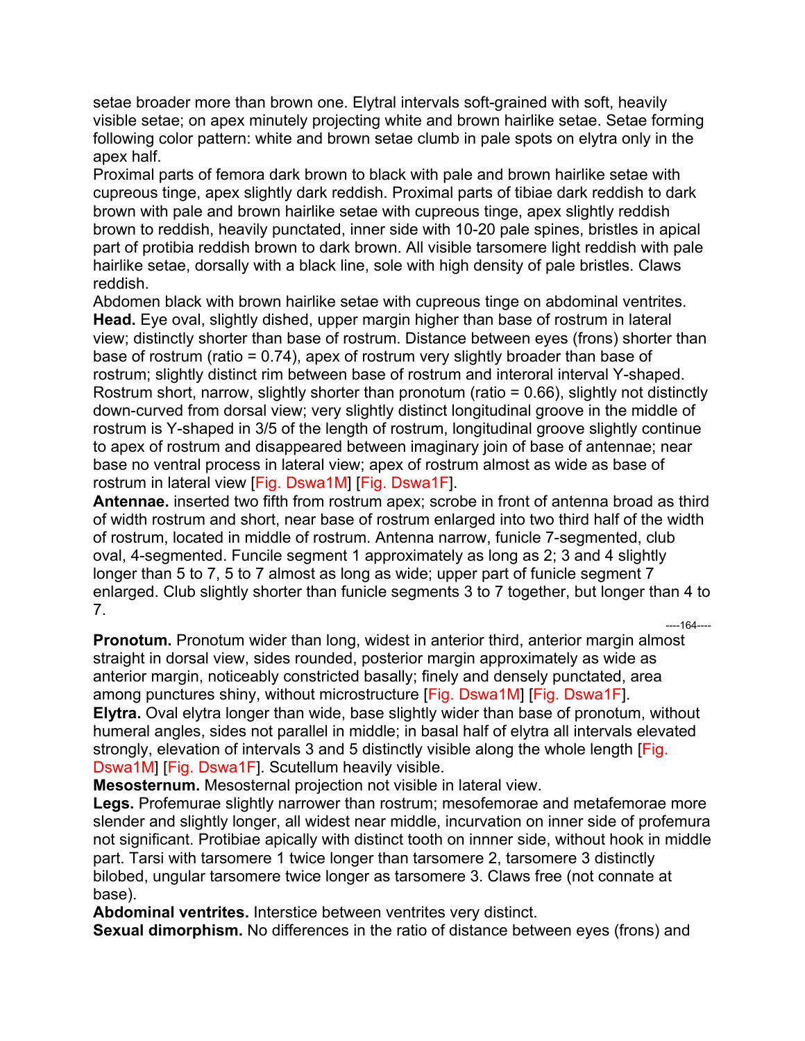setae broader more than brown one. Elytral intervals soft-grained with soft, heavily visible setae; on apex minutely projecting white and brown hairlike setae. Setae forming following color pattern: white and brown setae clumb in pale spots on elytra only in the apex half.

Proximal parts of femora dark brown to black with pale and brown hairlike setae with cupreous tinge, apex slightly dark reddish. Proximal parts of tibiae dark reddish to dark brown with pale and brown hairlike setae with cupreous tinge, apex slightly reddish brown to reddish, heavily punctated, inner side with 10-20 pale spines, bristles in apical part of protibia reddish brown to dark brown. All visible tarsomere light reddish with pale hairlike setae, dorsally with a black line, sole with high density of pale bristles. Claws reddish.

Abdomen black with brown hairlike setae with cupreous tinge on abdominal ventrites.

**Head.** Eye oval, slightly dished, upper margin higher than base of rostrum in lateral view; distinctly shorter than base of rostrum. Distance between eyes (frons) shorter than base of rostrum (ratio = 0.74), apex of rostrum very slightly broader than base of rostrum; slightly distinct rim between base of rostrum and interoral interval Y-shaped. Rostrum short, narrow, slightly shorter than pronotum (ratio = 0.66), slightly not distinctly down-curved from dorsal view; very slightly distinct longitudinal groove in the middle of rostrum is Y-shaped in 3/5 of the length of rostrum, longitudinal groove slightly continue to apex of rostrum and disappeared between imaginary join of base of antennae; near base no ventral process in lateral view; apex of rostrum almost as wide as base of rostrum in lateral view [Fig. Dswa1M] [Fig. Dswa1F].

**Antennae.** inserted two fifth from rostrum apex; scrobe in front of antenna broad as third of width rostrum and short, near base of rostrum enlarged into two third half of the width of rostrum, located in middle of rostrum. Antenna narrow, funicle 7-segmented, club oval, 4-segmented. Funcile segment 1 approximately as long as 2; 3 and 4 slightly longer than 5 to 7, 5 to 7 almost as long as wide; upper part of funicle segment 7 enlarged. Club slightly shorter than funicle segments 3 to 7 together, but longer than 4 to 7.

**Pronotum.** Pronotum wider than long, widest in anterior third, anterior margin almost straight in dorsal view, sides rounded, posterior margin approximately as wide as anterior margin, noticeably constricted basally; finely and densely punctated, area among punctures shiny, without microstructure [Fig. Dswa1M] [Fig. Dswa1F].

**Elytra.** Oval elytra longer than wide, base slightly wider than base of pronotum, without humeral angles, sides not parallel in middle; in basal half of elytra all intervals elevated strongly, elevation of intervals 3 and 5 distinctly visible along the whole length [Fig. Dswa1M] [Fig. Dswa1F]. Scutellum heavily visible.

**Mesosternum.** Mesosternal projection not visible in lateral view.

**Legs.** Profemurae slightly narrower than rostrum; mesofemorae and metafemorae more slender and slightly longer, all widest near middle, incurvation on inner side of profemura not significant. Protibiae apically with distinct tooth on innner side, without hook in middle part. Tarsi with tarsomere 1 twice longer than tarsomere 2, tarsomere 3 distinctly bilobed, ungular tarsomere twice longer as tarsomere 3. Claws free (not connate at base).

**Abdominal ventrites.** Interstice between ventrites very distinct.

**Sexual dimorphism.** No differences in the ratio of distance between eyes (frons) and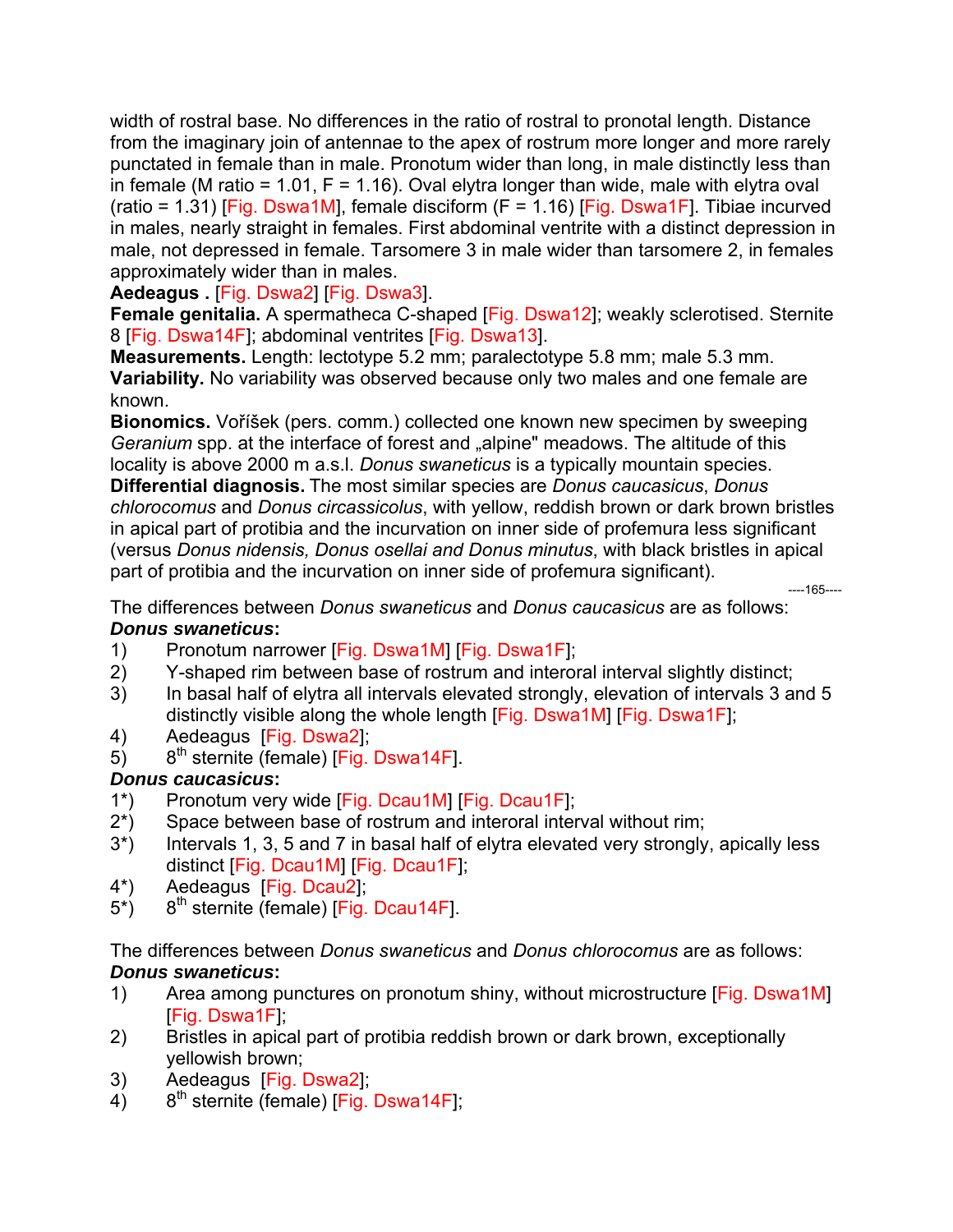width of rostral base. No differences in the ratio of rostral to pronotal length. Distance from the imaginary join of antennae to the apex of rostrum more longer and more rarely punctated in female than in male. Pronotum wider than long, in male distinctly less than in female (M ratio = 1.01, F = 1.16). Oval elytra longer than wide, male with elytra oval (ratio = 1.31) [Fig. Dswa1M], femaleellipsoidal disciform (F = 1.16) [Fig. Dswa1F]. Tibiae incurved in males, nearly straight in females. First abdominal ventrite with a distinct depression in male, not depressed in female. Tarsomere 3 in male wider than tarsomere 2, in females approximately wider than in males.

**Aedeagus .** [Fig. Dswa2] [Fig. Dswa3].

**Female genitalia.** A spermatheca C-shaped [Fig. Dswa12]; weakly sclerotised. Sternite 8 [Fig. Dswa14F]; abdominal ventrites [Fig. Dswa13].

**Measurements.** Length: lectotype 5.2 mm; paralectotype 5.8 mm; male 5.3 mm.

**Variability.** No variability was observed because only two males and one female are known.

**Bionomics.** Voříšek (pers. comm.) collected one known new specimen by sweeping *Geranium* spp. at the interface of forest and „alpine" meadows. The altitude of this locality is above 2000 m a.s.l. *Donus swaneticus* is a typically mountain species.

**Differential diagnosis.** The most similar species are *Donus caucasicus*, *Donus chlorocomus* and *Donus circassicolus*, with yellow, reddish brown or dark brown bristles in apical part of protibia and the incurvation on inner side of profemura less significant (versus *Donus nidensis, Donus osellai and Donus minutus*, with black bristles in apical part of protibia and the incurvation on inner side of profemura significant).

The differences between *Donus swaneticus* and *Donus caucasicus* are as follows:

***Donus swaneticus*:**

1) Pronotum narrower [Fig. Dswa1M] [Fig. Dswa1F];
2) Y-shaped rim between base of rostrum and interoral interval slightly distinct;
3) In basal half of elytra all intervals elevated strongly, elevation of intervals 3 and 5 distinctly visible along the whole length [Fig. Dswa1M] [Fig. Dswa1F];
4) Aedeagus [Fig. Dswa2];
5) 8th sternite (female) [Fig. Dswa14F].

***Donus caucasicus*:**

1*) Pronotum very wide [Fig. Dcau1M] [Fig. Dcau1F];
2*) Space between base of rostrum and interoral interval without rim;
3*) Intervals 1, 3, 5 and 7 in basal half of elytra elevated very strongly, apically less distinct [Fig. Dcau1M] [Fig. Dcau1F];
4*) Aedeagus [Fig. Dcau2];
5*) 8th sternite (female) [Fig. Dcau14F].

The differences between *Donus swaneticus* and *Donus chlorocomus* are as follows:

***Donus swaneticus*:**

1) Area among punctures on pronotum shiny, without microstructure [Fig. Dswa1M] [Fig. Dswa1F];
2) Bristles in apical part of protibia reddish brown or dark brown, exceptionally yellowish brown;
3) Aedeagus [Fig. Dswa2];
4) 8th sternite (female) [Fig. Dswa14F];

width of rostral base. No differences in the ratio of rostral to pronotal length. Distance from the imaginary join of antennae to the apex of rostrum more longer and more rarely punctated in female than in male. Pronotum wider than long, in male distinctly less than in female (M ratio = 1.01, F = 1.16). Oval elytra longer than wide, male with elytra oval (ratio = 1.31) [Fig. Dswa1M], female disciform (F = 1.16) [Fig. Dswa1F]. Tibiae incurved in males, nearly straight in females. First abdominal ventrite with a distinct depression in male, not depressed in female. Tarsomere 3 in male wider than tarsomere 2, in females approximately wider than in males.

**Aedeagus .** [Fig. Dswa2] [Fig. Dswa3].

**Female genitalia.** A spermatheca C-shaped [Fig. Dswa12]; weakly sclerotised. Sternite 8 [Fig. Dswa14F]; abdominal ventrites [Fig. Dswa13].

**Measurements.** Length: lectotype 5.2 mm; paralectotype 5.8 mm; male 5.3 mm.

**Variability.** No variability was observed because only two males and one female are known.

**Bionomics.** Voříšek (pers. comm.) collected one known new specimen by sweeping *Geranium* spp. at the interface of forest and „alpine" meadows. The altitude of this locality is above 2000 m a.s.l. *Donus swaneticus* is a typically mountain species.

**Differential diagnosis.** The most similar species are *Donus caucasicus*, *Donus chlorocomus* and *Donus circassicolus*, with yellow, reddish brown or dark brown bristles in apical part of protibia and the incurvation on inner side of profemura less significant (versus *Donus nidensis, Donus osellai and Donus minutus*, with black bristles in apical part of protibia and the incurvation on inner side of profemura significant).

The differences between *Donus swaneticus* and *Donus caucasicus* are as follows:

***Donus swaneticus*:**

1) Pronotum narrower [Fig. Dswa1M] [Fig. Dswa1F];
2) Y-shaped rim between base of rostrum and interoral interval slightly distinct;
3) In basal half of elytra all intervals elevated strongly, elevation of intervals 3 and 5 distinctly visible along the whole length [Fig. Dswa1M] [Fig. Dswa1F];
4) Aedeagus [Fig. Dswa2];
5) 8th sternite (female) [Fig. Dswa14F].

***Donus caucasicus*:**

1*) Pronotum very wide [Fig. Dcau1M] [Fig. Dcau1F];
2*) Space between base of rostrum and interoral interval without rim;
3*) Intervals 1, 3, 5 and 7 in basal half of elytra elevated very strongly, apically less distinct [Fig. Dcau1M] [Fig. Dcau1F];
4*) Aedeagus [Fig. Dcau2];
5*) 8th sternite (female) [Fig. Dcau14F].

The differences between *Donus swaneticus* and *Donus chlorocomus* are as follows:

***Donus swaneticus*:**

1) Area among punctures on pronotum shiny, without microstructure [Fig. Dswa1M] [Fig. Dswa1F];
2) Bristles in apical part of protibia reddish brown or dark brown, exceptionally yellowish brown;
3) Aedeagus [Fig. Dswa2];
4) 8th sternite (female) [Fig. Dswa14F];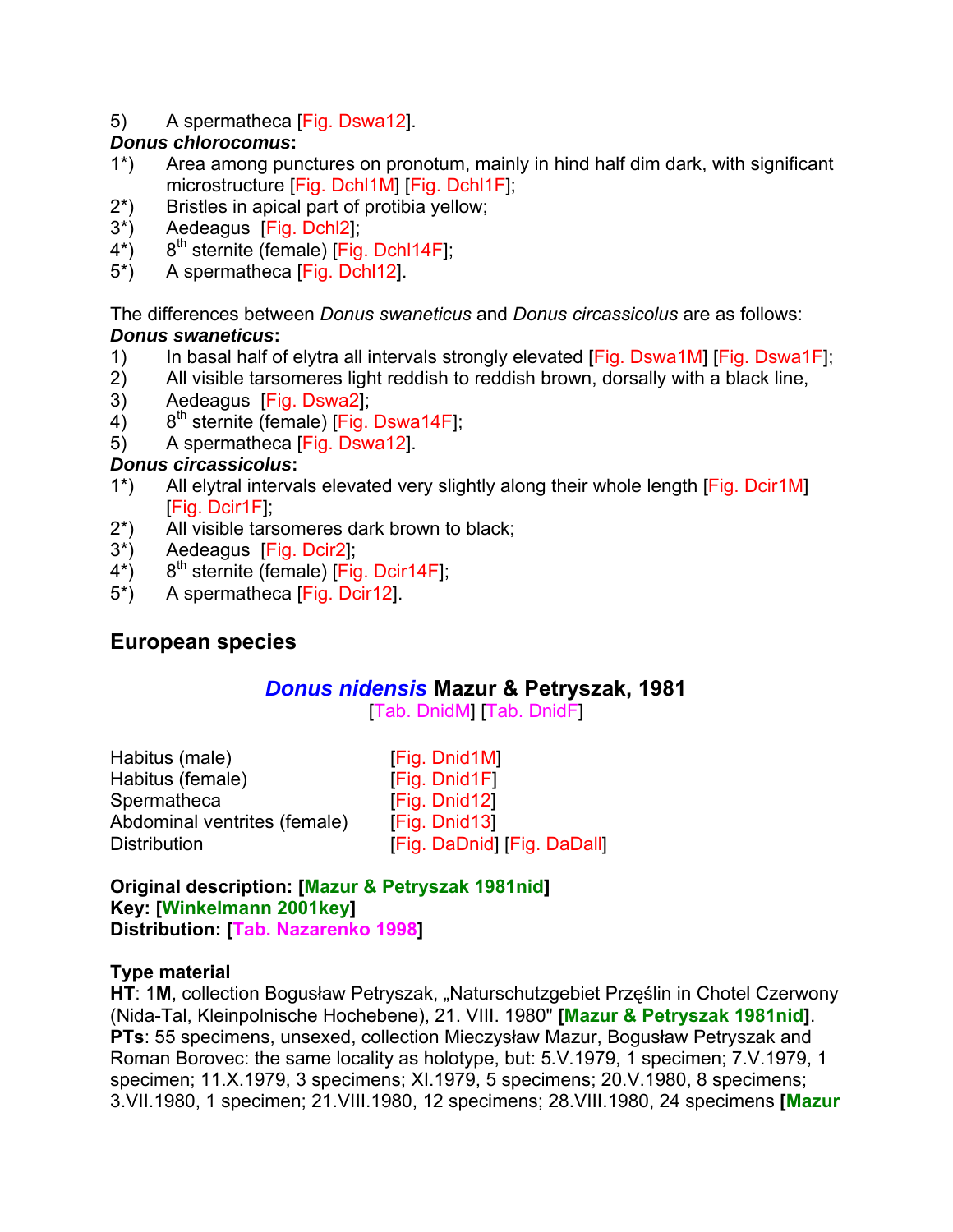5) A spermatheca [Fig. Dswa12].

***Donus chlorocomus*:**

1*) Area among punctures on pronotum, mainly in hind half dim dark, with significant microstructure [Fig. Dchl1M] [Fig. Dchl1F];
2*) Bristles in apical part of protibia yellow;
3*) Aedeagus [Fig. Dchl2];
4*) 8th sternite (female) [Fig. Dchl14F];
5*) A spermatheca [Fig. Dchl12].

The differences between *Donus swaneticus* and *Donus circassicolus* are as follows:

***Donus swaneticus*:**

1) In basal half of elytra all intervals strongly elevated [Fig. Dswa1M] [Fig. Dswa1F];
2) All visible tarsomeres light reddish to reddish brown, dorsally with a black line,
3) Aedeagus [Fig. Dswa2];
4) 8th sternite (female) [Fig. Dswa14F];
5) A spermatheca [Fig. Dswa12].

***Donus circassicolus*:**

1*) All elytral intervals elevated very slightly along their whole length [Fig. Dcir1M] [Fig. Dcir1F];
2*) All visible tarsomeres dark brown to black;
3*) Aedeagus [Fig. Dcir2];
4*) 8th sternite (female) [Fig. Dcir14F];
5*) A spermatheca [Fig. Dcir12].

## European species

### *Donus nidensis* Mazur & Petryszak, 1981

[Tab. DnidM] [Tab. DnidF]

| | |
|---|---|
| Habitus (male) | [Fig. Dnid1M] |
| Habitus (female) | [Fig. Dnid1F] |
| Spermatheca | [Fig. Dnid12] |
| Abdominal ventrites (female) | [Fig. Dnid13] |
| Distribution | [Fig. DaDnid] [Fig. DaDall] |

**Original description: [Mazur & Petryszak 1981nid]**
**Key: [Winkelmann 2001key]**
**Distribution: [Tab. Nazarenko 1998]**

**Type material**

**HT**: 1**M**, collection Bogusław Petryszak, „Naturschutzgebiet Przęślin in Chotel Czerwony (Nida-Tal, Kleinpolnische Hochebene), 21. VIII. 1980" **[Mazur & Petryszak 1981nid]**.
**PTs**: 55 specimens, unsexed, collection Mieczysław Mazur, Bogusław Petryszak and Roman Borovec: the same locality as holotype, but: 5.V.1979, 1 specimen; 7.V.1979, 1 specimen; 11.X.1979, 3 specimens; XI.1979, 5 specimens; 20.V.1980, 8 specimens; 3.VII.1980, 1 specimen; 21.VIII.1980, 12 specimens; 28.VIII.1980, 24 specimens **[Mazur**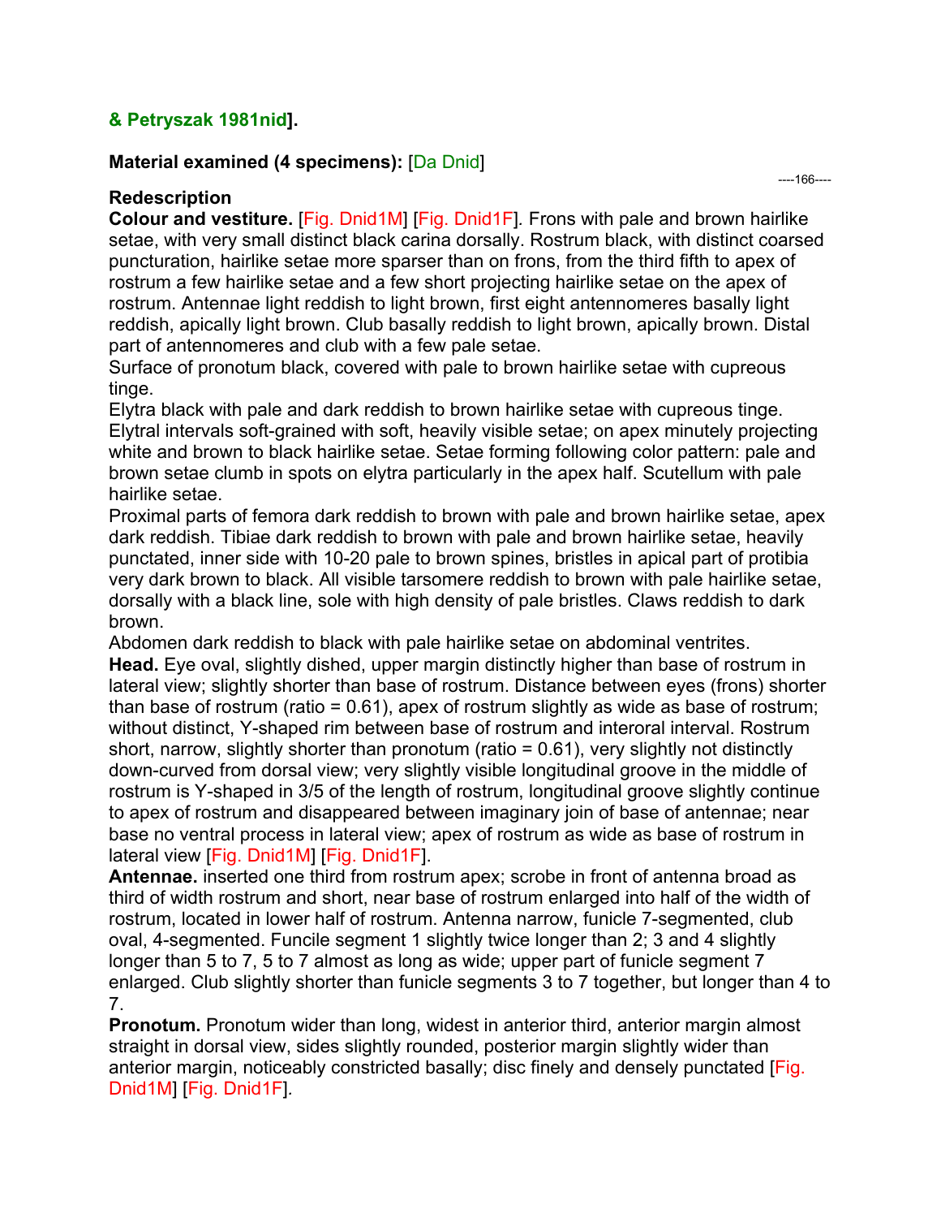**& Petryszak 1981nid].**

**Material examined (4 specimens):** [Da Dnid]

----166----

**Redescription**

**Colour and vestiture.** [Fig. Dnid1M] [Fig. Dnid1F]. Frons with pale and brown hairlike setae, with very small distinct black carina dorsally. Rostrum black, with distinct coarsed puncturation, hairlike setae more sparser than on frons, from the third fifth to apex of rostrum a few hairlike setae and a few short projecting hairlike setae on the apex of rostrum. Antennae light reddish to light brown, first eight antennomeres basally light reddish, apically light brown. Club basally reddish to light brown, apically brown. Distal part of antennomeres and club with a few pale setae.

Surface of pronotum black, covered with pale to brown hairlike setae with cupreous tinge.

Elytra black with pale and dark reddish to brown hairlike setae with cupreous tinge. Elytral intervals soft-grained with soft, heavily visible setae; on apex minutely projecting white and brown to black hairlike setae. Setae forming following color pattern: pale and brown setae clumb in spots on elytra particularly in the apex half. Scutellum with pale hairlike setae.

Proximal parts of femora dark reddish to brown with pale and brown hairlike setae, apex dark reddish. Tibiae dark reddish to brown with pale and brown hairlike setae, heavily punctated, inner side with 10-20 pale to brown spines, bristles in apical part of protibia very dark brown to black. All visible tarsomere reddish to brown with pale hairlike setae, dorsally with a black line, sole with high density of pale bristles. Claws reddish to dark brown.

Abdomen dark reddish to black with pale hairlike setae on abdominal ventrites.

**Head.** Eye oval, slightly dished, upper margin distinctly higher than base of rostrum in lateral view; slightly shorter than base of rostrum. Distance between eyes (frons) shorter than base of rostrum (ratio = 0.61), apex of rostrum slightly as wide as base of rostrum; without distinct, Y-shaped rim between base of rostrum and interoral interval. Rostrum short, narrow, slightly shorter than pronotum (ratio = 0.61), very slightly not distinctly down-curved from dorsal view; very slightly visible longitudinal groove in the middle of rostrum is Y-shaped in 3/5 of the length of rostrum, longitudinal groove slightly continue to apex of rostrum and disappeared between imaginary join of base of antennae; near base no ventral process in lateral view; apex of rostrum as wide as base of rostrum in lateral view [Fig. Dnid1M] [Fig. Dnid1F].

**Antennae.** inserted one third from rostrum apex; scrobe in front of antenna broad as third of width rostrum and short, near base of rostrum enlarged into half of the width of rostrum, located in lower half of rostrum. Antenna narrow, funicle 7-segmented, club oval, 4-segmented. Funcile segment 1 slightly twice longer than 2; 3 and 4 slightly longer than 5 to 7, 5 to 7 almost as long as wide; upper part of funicle segment 7 enlarged. Club slightly shorter than funicle segments 3 to 7 together, but longer than 4 to 7.

**Pronotum.** Pronotum wider than long, widest in anterior third, anterior margin almost straight in dorsal view, sides slightly rounded, posterior margin slightly wider than anterior margin, noticeably constricted basally; disc finely and densely punctated [Fig. Dnid1M] [Fig. Dnid1F].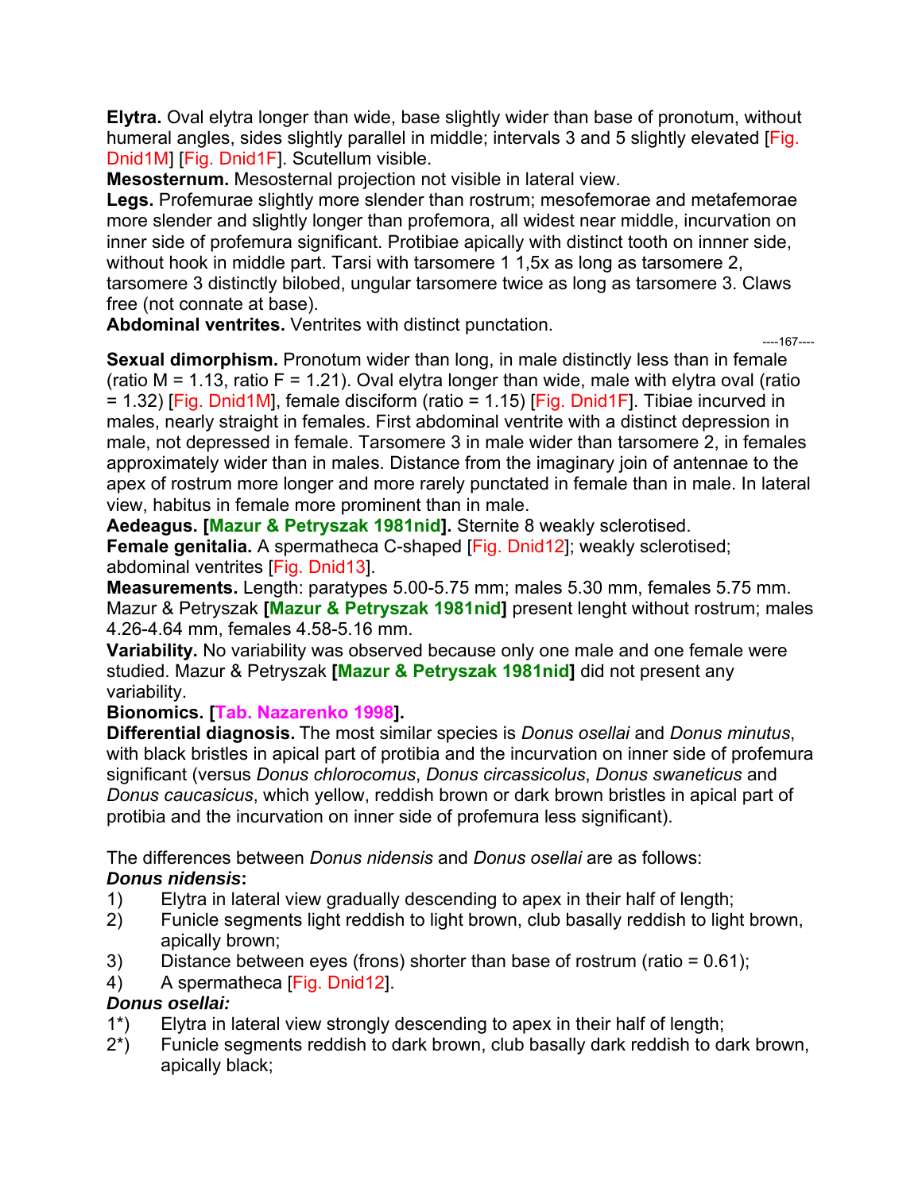**Elytra.** Oval elytra longer than wide, base slightly wider than base of pronotum, without humeral angles, sides slightly parallel in middle; intervals 3 and 5 slightly elevated [Fig. Dnid1M] [Fig. Dnid1F]. Scutellum visible.

**Mesosternum.** Mesosternal projection not visible in lateral view.

**Legs.** Profemurae slightly more slender than rostrum; mesofemorae and metafemorae more slender and slightly longer than profemora, all widest near middle, incurvation on inner side of profemura significant. Protibiae apically with distinct tooth on innner side, without hook in middle part. Tarsi with tarsomere 1 1,5x as long as tarsomere 2, tarsomere 3 distinctly bilobed, ungular tarsomere twice as long as tarsomere 3. Claws free (not connate at base).

**Abdominal ventrites.** Ventrites with distinct punctation.

----167----

**Sexual dimorphism.** Pronotum wider than long, in male distinctly less than in female (ratio M = 1.13, ratio F = 1.21). Oval elytra longer than wide, male with elytra oval (ratio = 1.32) [Fig. Dnid1M], female disciform (ratio = 1.15) [Fig. Dnid1F]. Tibiae incurved in males, nearly straight in females. First abdominal ventrite with a distinct depression in male, not depressed in female. Tarsomere 3 in male wider than tarsomere 2, in females approximately wider than in males. Distance from the imaginary join of antennae to the apex of rostrum more longer and more rarely punctated in female than in male. In lateral view, habitus in female more prominent than in male.

**Aedeagus. [Mazur & Petryszak 1981nid].** Sternite 8 weakly sclerotised.

**Female genitalia.** A spermatheca C-shaped [Fig. Dnid12]; weakly sclerotised; abdominal ventrites [Fig. Dnid13].

**Measurements.** Length: paratypes 5.00-5.75 mm; males 5.30 mm, females 5.75 mm. Mazur & Petryszak **[Mazur & Petryszak 1981nid]** present lenght without rostrum; males 4.26-4.64 mm, females 4.58-5.16 mm.

**Variability.** No variability was observed because only one male and one female were studied. Mazur & Petryszak **[Mazur & Petryszak 1981nid]** did not present any variability.

**Bionomics. [Tab. Nazarenko 1998].**

**Differential diagnosis.** The most similar species is *Donus osellai* and *Donus minutus*, with black bristles in apical part of protibia and the incurvation on inner side of profemura significant (versus *Donus chlorocomus*, *Donus circassicolus*, *Donus swaneticus* and *Donus caucasicus*, which yellow, reddish brown or dark brown bristles in apical part of protibia and the incurvation on inner side of profemura less significant).

The differences between *Donus nidensis* and *Donus osellai* are as follows:

***Donus nidensis*:**

1) Elytra in lateral view gradually descending to apex in their half of length;
2) Funicle segments light reddish to light brown, club basally reddish to light brown, apically brown;
3) Distance between eyes (frons) shorter than base of rostrum (ratio = 0.61);
4) A spermatheca [Fig. Dnid12].

***Donus osellai:***

1*) Elytra in lateral view strongly descending to apex in their half of length;
2*) Funicle segments reddish to dark brown, club basally dark reddish to dark brown, apically black;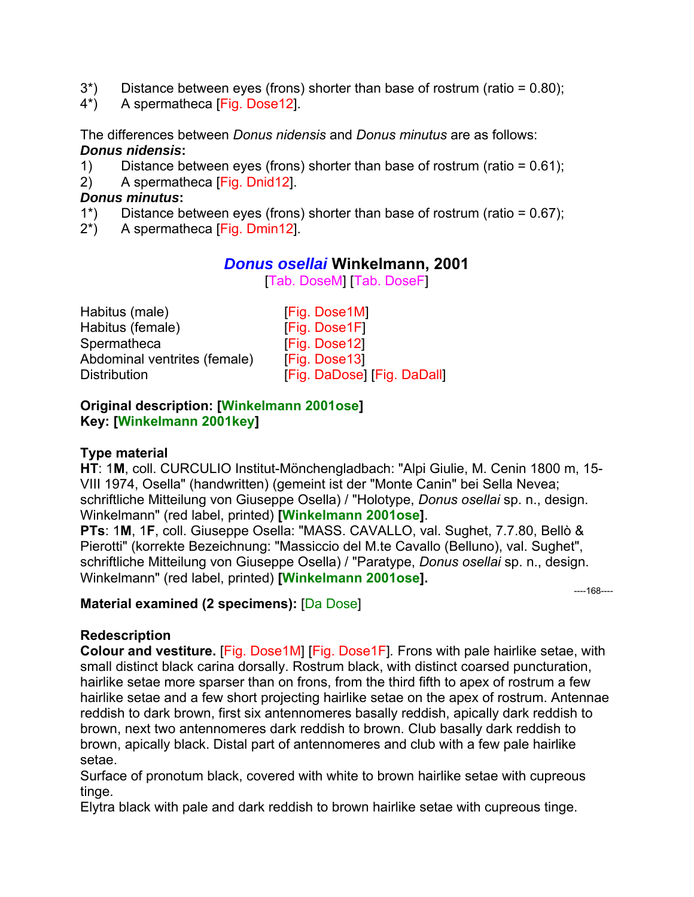3*) Distance between eyes (frons) shorter than base of rostrum (ratio = 0.80);
4*) A spermatheca [Fig. Dose12].

The differences between *Donus nidensis* and *Donus minutus* are as follows:

***Donus nidensis*:**

1) Distance between eyes (frons) shorter than base of rostrum (ratio = 0.61);
2) A spermatheca [Fig. Dnid12].

***Donus minutus*:**

1*) Distance between eyes (frons) shorter than base of rostrum (ratio = 0.67);
2*) A spermatheca [Fig. Dmin12].

## *Donus osellai* Winkelmann, 2001

[Tab. DoseM] [Tab. DoseF]

| | |
|---|---|
| Habitus (male) | [Fig. Dose1M] |
| Habitus (female) | [Fig. Dose1F] |
| Spermatheca | [Fig. Dose12] |
| Abdominal ventrites (female) | [Fig. Dose13] |
| Distribution | [Fig. DaDose] [Fig. DaDall] |

**Original description: [Winkelmann 2001ose]**
**Key: [Winkelmann 2001key]**

**Type material**

**HT**: 1**M**, coll. CURCULIO Institut-Mönchengladbach: "Alpi Giulie, M. Cenin 1800 m, 15-VIII 1974, Osella" (handwritten) (gemeint ist der "Monte Canin" bei Sella Nevea; schriftliche Mitteilung von Giuseppe Osella) / "Holotype, *Donus osellai* sp. n., design. Winkelmann" (red label, printed) **[Winkelmann 2001ose]**.

**PTs**: 1**M**, 1**F**, coll. Giuseppe Osella: "MASS. CAVALLO, val. Sughet, 7.7.80, Bellò & Pierotti" (korrekte Bezeichnung: "Massiccio del M.te Cavallo (Belluno), val. Sughet", schriftliche Mitteilung von Giuseppe Osella) / "Paratype, *Donus osellai* sp. n., design. Winkelmann" (red label, printed) **[Winkelmann 2001ose].**

**Material examined (2 specimens):** [Da Dose]

**Redescription**

**Colour and vestiture.** [Fig. Dose1M] [Fig. Dose1F]. Frons with pale hairlike setae, with small distinct black carina dorsally. Rostrum black, with distinct coarsed puncturation, hairlike setae more sparser than on frons, from the third fifth to apex of rostrum a few hairlike setae and a few short projecting hairlike setae on the apex of rostrum. Antennae reddish to dark brown, first six antennomeres basally reddish, apically dark reddish to brown, next two antennomeres dark reddish to brown. Club basally dark reddish to brown, apically black. Distal part of antennomeres and club with a few pale hairlike setae.

Surface of pronotum black, covered with white to brown hairlike setae with cupreous tinge.

Elytra black with pale and dark reddish to brown hairlike setae with cupreous tinge.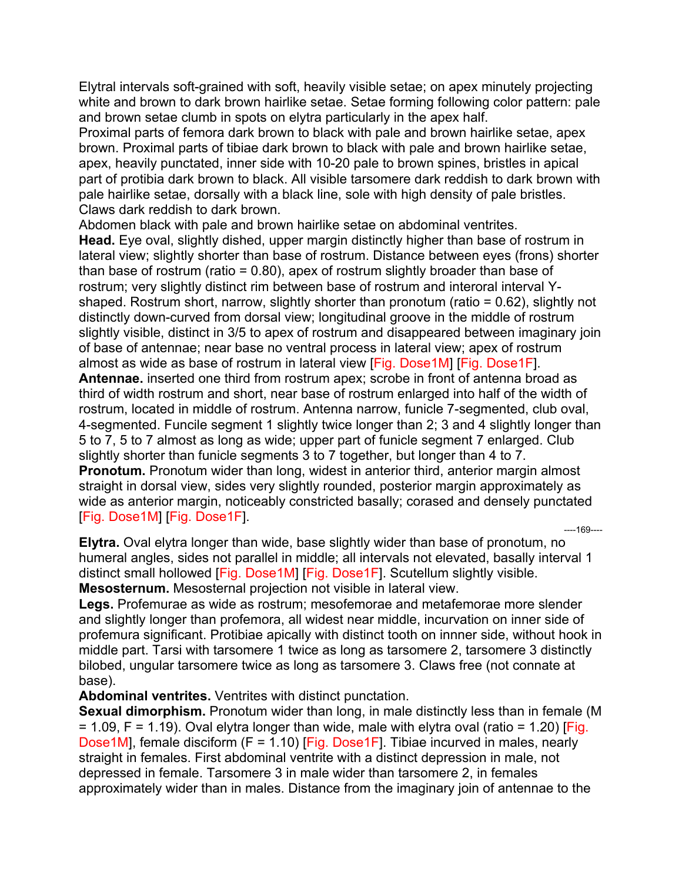Elytral intervals soft-grained with soft, heavily visible setae; on apex minutely projecting white and brown to dark brown hairlike setae. Setae forming following color pattern: pale and brown setae clumb in spots on elytra particularly in the apex half.
Proximal parts of femora dark brown to black with pale and brown hairlike setae, apex brown. Proximal parts of tibiae dark brown to black with pale and brown hairlike setae, apex, heavily punctated, inner side with 10-20 pale to brown spines, bristles in apical part of protibia dark brown to black. All visible tarsomere dark reddish to dark brown with pale hairlike setae, dorsally with a black line, sole with high density of pale bristles. Claws dark reddish to dark brown.
Abdomen black with pale and brown hairlike setae on abdominal ventrites.
**Head.** Eye oval, slightly dished, upper margin distinctly higher than base of rostrum in lateral view; slightly shorter than base of rostrum. Distance between eyes (frons) shorter than base of rostrum (ratio = 0.80), apex of rostrum slightly broader than base of rostrum; very slightly distinct rim between base of rostrum and interoral interval Y-shaped. Rostrum short, narrow, slightly shorter than pronotum (ratio = 0.62), slightly not distinctly down-curved from dorsal view; longitudinal groove in the middle of rostrum slightly visible, distinct in 3/5 to apex of rostrum and disappeared between imaginary join of base of antennae; near base no ventral process in lateral view; apex of rostrum almost as wide as base of rostrum in lateral view [Fig. Dose1M] [Fig. Dose1F].
**Antennae.** inserted one third from rostrum apex; scrobe in front of antenna broad as third of width rostrum and short, near base of rostrum enlarged into half of the width of rostrum, located in middle of rostrum. Antenna narrow, funicle 7-segmented, club oval, 4-segmented. Funcile segment 1 slightly twice longer than 2; 3 and 4 slightly longer than 5 to 7, 5 to 7 almost as long as wide; upper part of funicle segment 7 enlarged. Club slightly shorter than funicle segments 3 to 7 together, but longer than 4 to 7.
**Pronotum.** Pronotum wider than long, widest in anterior third, anterior margin almost straight in dorsal view, sides very slightly rounded, posterior margin approximately as wide as anterior margin, noticeably constricted basally; corased and densely punctated [Fig. Dose1M] [Fig. Dose1F].

**Elytra.** Oval elytra longer than wide, base slightly wider than base of pronotum, no humeral angles, sides not parallel in middle; all intervals not elevated, basally interval 1 distinct small hollowed [Fig. Dose1M] [Fig. Dose1F]. Scutellum slightly visible.
**Mesosternum.** Mesosternal projection not visible in lateral view.
**Legs.** Profemurae as wide as rostrum; mesofemorae and metafemorae more slender and slightly longer than profemora, all widest near middle, incurvation on inner side of profemura significant. Protibiae apically with distinct tooth on innner side, without hook in middle part. Tarsi with tarsomere 1 twice as long as tarsomere 2, tarsomere 3 distinctly bilobed, ungular tarsomere twice as long as tarsomere 3. Claws free (not connate at base).
**Abdominal ventrites.** Ventrites with distinct punctation.
**Sexual dimorphism.** Pronotum wider than long, in male distinctly less than in female (M = 1.09, F = 1.19). Oval elytra longer than wide, male with elytra oval (ratio = 1.20) [Fig. Dose1M], female disciform (F = 1.10) [Fig. Dose1F]. Tibiae incurved in males, nearly straight in females. First abdominal ventrite with a distinct depression in male, not depressed in female. Tarsomere 3 in male wider than tarsomere 2, in females approximately wider than in males. Distance from the imaginary join of antennae to the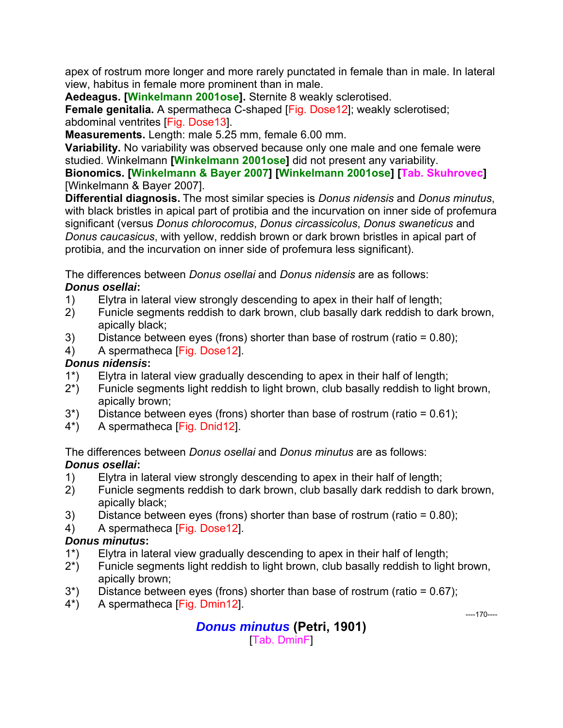apex of rostrum more longer and more rarely punctated in female than in male. In lateral view, habitus in female more prominent than in male.

**Aedeagus. [Winkelmann 2001ose].** Sternite 8 weakly sclerotised.

**Female genitalia.** A spermatheca C-shaped [Fig. Dose12]; weakly sclerotised; abdominal ventrites [Fig. Dose13].

**Measurements.** Length: male 5.25 mm, female 6.00 mm.

**Variability.** No variability was observed because only one male and one female were studied. Winkelmann **[Winkelmann 2001ose]** did not present any variability.

**Bionomics. [Winkelmann & Bayer 2007] [Winkelmann 2001ose] [Tab. Skuhrovec]** [Winkelmann & Bayer 2007].

**Differential diagnosis.** The most similar species is *Donus nidensis* and *Donus minutus*, with black bristles in apical part of protibia and the incurvation on inner side of profemura significant (versus *Donus chlorocomus*, *Donus circassicolus*, *Donus swaneticus* and *Donus caucasicus*, with yellow, reddish brown or dark brown bristles in apical part of protibia, and the incurvation on inner side of profemura less significant).

The differences between *Donus osellai* and *Donus nidensis* are as follows:

***Donus osellai*:**

1) Elytra in lateral view strongly descending to apex in their half of length;
2) Funicle segments reddish to dark brown, club basally dark reddish to dark brown, apically black;
3) Distance between eyes (frons) shorter than base of rostrum (ratio = 0.80);
4) A spermatheca [Fig. Dose12].

***Donus nidensis*:**

1*) Elytra in lateral view gradually descending to apex in their half of length;
2*) Funicle segments light reddish to light brown, club basally reddish to light brown, apically brown;
3*) Distance between eyes (frons) shorter than base of rostrum (ratio = 0.61);
4*) A spermatheca [Fig. Dnid12].

The differences between *Donus osellai* and *Donus minutus* are as follows:

***Donus osellai*:**

1) Elytra in lateral view strongly descending to apex in their half of length;
2) Funicle segments reddish to dark brown, club basally dark reddish to dark brown, apically black;
3) Distance between eyes (frons) shorter than base of rostrum (ratio = 0.80);
4) A spermatheca [Fig. Dose12].

***Donus minutus*:**

1*) Elytra in lateral view gradually descending to apex in their half of length;
2*) Funicle segments light reddish to light brown, club basally reddish to light brown, apically brown;
3*) Distance between eyes (frons) shorter than base of rostrum (ratio = 0.67);
4*) A spermatheca [Fig. Dmin12].

## *Donus minutus* (Petri, 1901)

[Tab. DminF]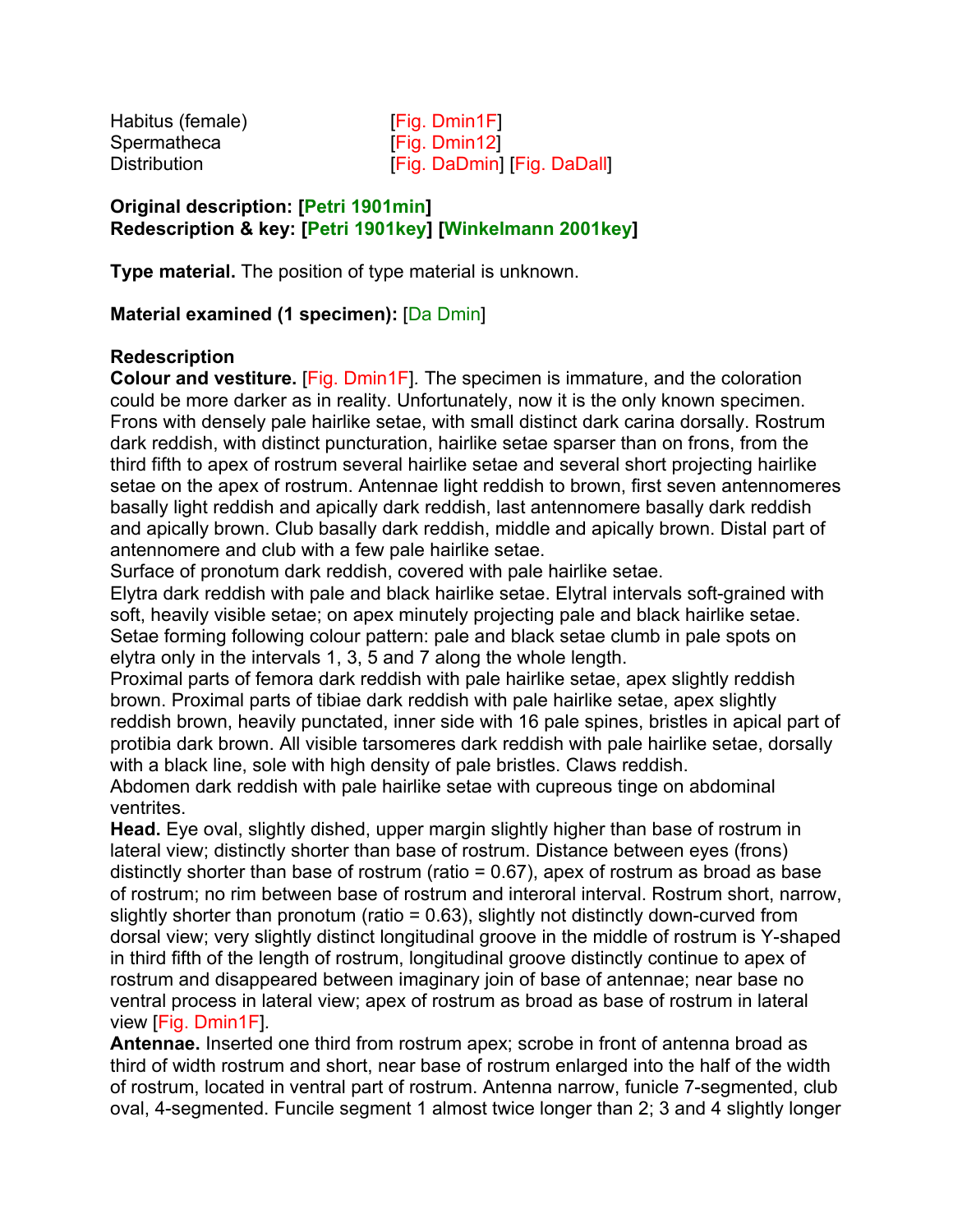Habitus (female) [Fig. Dmin1F]
Spermatheca [Fig. Dmin12]
Distribution [Fig. DaDmin] [Fig. DaDall]

**Original description: [Petri 1901min]**
**Redescription & key: [Petri 1901key] [Winkelmann 2001key]**

**Type material.** The position of type material is unknown.

**Material examined (1 specimen):** [Da Dmin]

**Redescription**

**Colour and vestiture.** [Fig. Dmin1F]. The specimen is immature, and the coloration could be more darker as in reality. Unfortunately, now it is the only known specimen. Frons with densely pale hairlike setae, with small distinct dark carina dorsally. Rostrum dark reddish, with distinct puncturation, hairlike setae sparser than on frons, from the third fifth to apex of rostrum several hairlike setae and several short projecting hairlike setae on the apex of rostrum. Antennae light reddish to brown, first seven antennomeres basally light reddish and apically dark reddish, last antennomere basally dark reddish and apically brown. Club basally dark reddish, middle and apically brown. Distal part of antennomere and club with a few pale hairlike setae.
Surface of pronotum dark reddish, covered with pale hairlike setae.
Elytra dark reddish with pale and black hairlike setae. Elytral intervals soft-grained with soft, heavily visible setae; on apex minutely projecting pale and black hairlike setae. Setae forming following colour pattern: pale and black setae clumb in pale spots on elytra only in the intervals 1, 3, 5 and 7 along the whole length.
Proximal parts of femora dark reddish with pale hairlike setae, apex slightly reddish brown. Proximal parts of tibiae dark reddish with pale hairlike setae, apex slightly reddish brown, heavily punctated, inner side with 16 pale spines, bristles in apical part of protibia dark brown. All visible tarsomeres dark reddish with pale hairlike setae, dorsally with a black line, sole with high density of pale bristles. Claws reddish.
Abdomen dark reddish with pale hairlike setae with cupreous tinge on abdominal ventrites.
**Head.** Eye oval, slightly dished, upper margin slightly higher than base of rostrum in lateral view; distinctly shorter than base of rostrum. Distance between eyes (frons) distinctly shorter than base of rostrum (ratio = 0.67), apex of rostrum as broad as base of rostrum; no rim between base of rostrum and interoral interval. Rostrum short, narrow, slightly shorter than pronotum (ratio = 0.63), slightly not distinctly down-curved from dorsal view; very slightly distinct longitudinal groove in the middle of rostrum is Y-shaped in third fifth of the length of rostrum, longitudinal groove distinctly continue to apex of rostrum and disappeared between imaginary join of base of antennae; near base no ventral process in lateral view; apex of rostrum as broad as base of rostrum in lateral view [Fig. Dmin1F].
**Antennae.** Inserted one third from rostrum apex; scrobe in front of antenna broad as third of width rostrum and short, near base of rostrum enlarged into the half of the width of rostrum, located in ventral part of rostrum. Antenna narrow, funicle 7-segmented, club oval, 4-segmented. Funcile segment 1 almost twice longer than 2; 3 and 4 slightly longer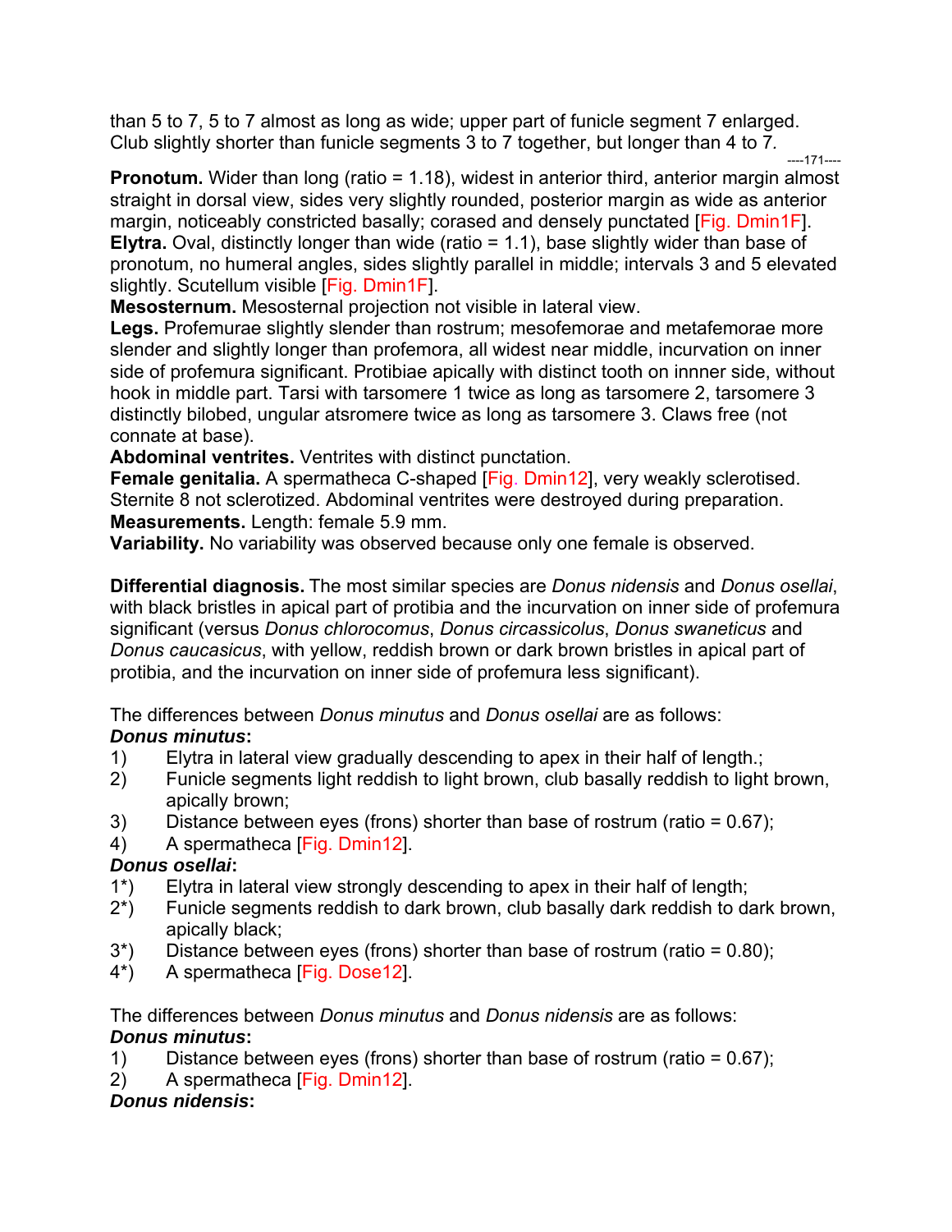than 5 to 7, 5 to 7 almost as long as wide; upper part of funicle segment 7 enlarged. Club slightly shorter than funicle segments 3 to 7 together, but longer than 4 to 7.

**Pronotum.** Wider than long (ratio = 1.18), widest in anterior third, anterior margin almost straight in dorsal view, sides very slightly rounded, posterior margin as wide as anterior margin, noticeably constricted basally; corased and densely punctated [Fig. Dmin1F].
**Elytra.** Oval, distinctly longer than wide (ratio = 1.1), base slightly wider than base of pronotum, no humeral angles, sides slightly parallel in middle; intervals 3 and 5 elevated slightly. Scutellum visible [Fig. Dmin1F].
**Mesosternum.** Mesosternal projection not visible in lateral view.
**Legs.** Profemurae slightly slender than rostrum; mesofemorae and metafemorae more slender and slightly longer than profemora, all widest near middle, incurvation on inner side of profemura significant. Protibiae apically with distinct tooth on innner side, without hook in middle part. Tarsi with tarsomere 1 twice as long as tarsomere 2, tarsomere 3 distinctly bilobed, ungular atsromere twice as long as tarsomere 3. Claws free (not connate at base).
**Abdominal ventrites.** Ventrites with distinct punctation.
**Female genitalia.** A spermatheca C-shaped [Fig. Dmin12], very weakly sclerotised. Sternite 8 not sclerotized. Abdominal ventrites were destroyed during preparation.
**Measurements.** Length: female 5.9 mm.
**Variability.** No variability was observed because only one female is observed.

**Differential diagnosis.** The most similar species are *Donus nidensis* and *Donus osellai*, with black bristles in apical part of protibia and the incurvation on inner side of profemura significant (versus *Donus chlorocomus*, *Donus circassicolus*, *Donus swaneticus* and *Donus caucasicus*, with yellow, reddish brown or dark brown bristles in apical part of protibia, and the incurvation on inner side of profemura less significant).

The differences between *Donus minutus* and *Donus osellai* are as follows:
***Donus minutus*:**
1) Elytra in lateral view gradually descending to apex in their half of length.;
2) Funicle segments light reddish to light brown, club basally reddish to light brown, apically brown;
3) Distance between eyes (frons) shorter than base of rostrum (ratio = 0.67);
4) A spermatheca [Fig. Dmin12].

***Donus osellai*:**
1*) Elytra in lateral view strongly descending to apex in their half of length;
2*) Funicle segments reddish to dark brown, club basally dark reddish to dark brown, apically black;
3*) Distance between eyes (frons) shorter than base of rostrum (ratio = 0.80);
4*) A spermatheca [Fig. Dose12].

The differences between *Donus minutus* and *Donus nidensis* are as follows:
***Donus minutus*:**
1) Distance between eyes (frons) shorter than base of rostrum (ratio = 0.67);
2) A spermatheca [Fig. Dmin12].

***Donus nidensis*:**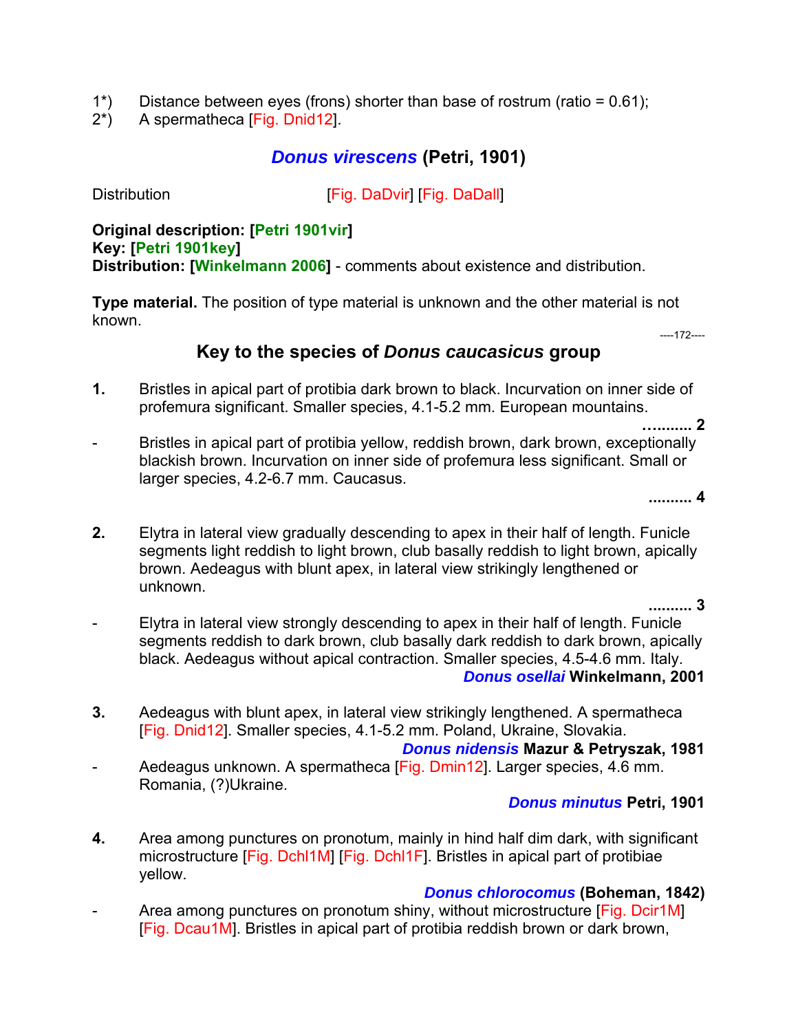1*) Distance between eyes (frons) shorter than base of rostrum (ratio = 0.61);
2*) A spermatheca [Fig. Dnid12].

## *Donus virescens* (Petri, 1901)

Distribution [Fig. DaDvir] [Fig. DaDall]

**Original description: [Petri 1901vir]**
**Key: [Petri 1901key]**
**Distribution: [Winkelmann 2006]** - comments about existence and distribution.

**Type material.** The position of type material is unknown and the other material is not known.

----172----

## Key to the species of *Donus caucasicus* group

**1.** Bristles in apical part of protibia dark brown to black. Incurvation on inner side of profemura significant. Smaller species, 4.1-5.2 mm. European mountains. **.......... 2**

\- Bristles in apical part of protibia yellow, reddish brown, dark brown, exceptionally blackish brown. Incurvation on inner side of profemura less significant. Small or larger species, 4.2-6.7 mm. Caucasus. **.......... 4**

**2.** Elytra in lateral view gradually descending to apex in their half of length. Funicle segments light reddish to light brown, club basally reddish to light brown, apically brown. Aedeagus with blunt apex, in lateral view strikingly lengthened or unknown. **.......... 3**

\- Elytra in lateral view strongly descending to apex in their half of length. Funicle segments reddish to dark brown, club basally dark reddish to dark brown, apically black. Aedeagus without apical contraction. Smaller species, 4.5-4.6 mm. Italy. ***Donus osellai* Winkelmann, 2001**

**3.** Aedeagus with blunt apex, in lateral view strikingly lengthened. A spermatheca [Fig. Dnid12]. Smaller species, 4.1-5.2 mm. Poland, Ukraine, Slovakia. ***Donus nidensis* Mazur & Petryszak, 1981**

\- Aedeagus unknown. A spermatheca [Fig. Dmin12]. Larger species, 4.6 mm. Romania, (?)Ukraine. ***Donus minutus* Petri, 1901**

**4.** Area among punctures on pronotum, mainly in hind half dim dark, with significant microstructure [Fig. Dchl1M] [Fig. Dchl1F]. Bristles in apical part of protibiae yellow. ***Donus chlorocomus* (Boheman, 1842)**

\- Area among punctures on pronotum shiny, without microstructure [Fig. Dcir1M] [Fig. Dcau1M]. Bristles in apical part of protibia reddish brown or dark brown,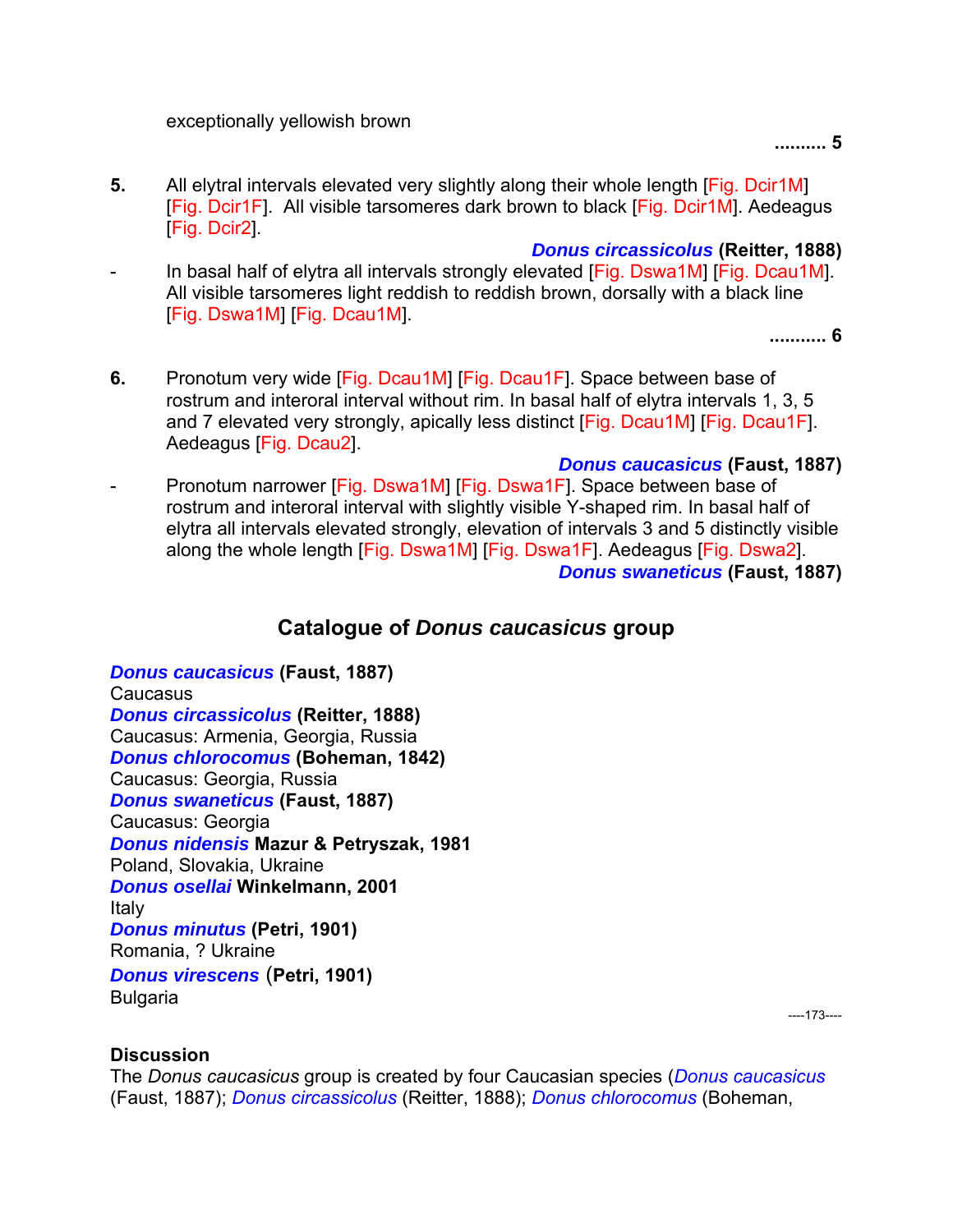exceptionally yellowish brown

.......... 5

**5.** All elytral intervals elevated very slightly along their whole length [Fig. Dcir1M] [Fig. Dcir1F]. All visible tarsomeres dark brown to black [Fig. Dcir1M]. Aedeagus [Fig. Dcir2].

***Donus circassicolus*** **(Reitter, 1888)**

\- In basal half of elytra all intervals strongly elevated [Fig. Dswa1M] [Fig. Dcau1M]. All visible tarsomeres light reddish to reddish brown, dorsally with a black line [Fig. Dswa1M] [Fig. Dcau1M].

........... 6

**6.** Pronotum very wide [Fig. Dcau1M] [Fig. Dcau1F]. Space between base of rostrum and interoral interval without rim. In basal half of elytra intervals 1, 3, 5 and 7 elevated very strongly, apically less distinct [Fig. Dcau1M] [Fig. Dcau1F]. Aedeagus [Fig. Dcau2].

***Donus caucasicus*** **(Faust, 1887)**

\- Pronotum narrower [Fig. Dswa1M] [Fig. Dswa1F]. Space between base of rostrum and interoral interval with slightly visible Y-shaped rim. In basal half of elytra all intervals elevated strongly, elevation of intervals 3 and 5 distinctly visible along the whole length [Fig. Dswa1M] [Fig. Dswa1F]. Aedeagus [Fig. Dswa2].

***Donus swaneticus*** **(Faust, 1887)**

## Catalogue of *Donus caucasicus* group

***Donus caucasicus*** **(Faust, 1887)**
Caucasus
***Donus circassicolus*** **(Reitter, 1888)**
Caucasus: Armenia, Georgia, Russia
***Donus chlorocomus*** **(Boheman, 1842)**
Caucasus: Georgia, Russia
***Donus swaneticus*** **(Faust, 1887)**
Caucasus: Georgia
***Donus nidensis*** **Mazur & Petryszak, 1981**
Poland, Slovakia, Ukraine
***Donus osellai*** **Winkelmann, 2001**
Italy
***Donus minutus*** **(Petri, 1901)**
Romania, ? Ukraine
***Donus virescens*** **(Petri, 1901)**
Bulgaria

**Discussion**
The *Donus caucasicus* group is created by four Caucasian species (*Donus caucasicus* (Faust, 1887); *Donus circassicolus* (Reitter, 1888); *Donus chlorocomus* (Boheman,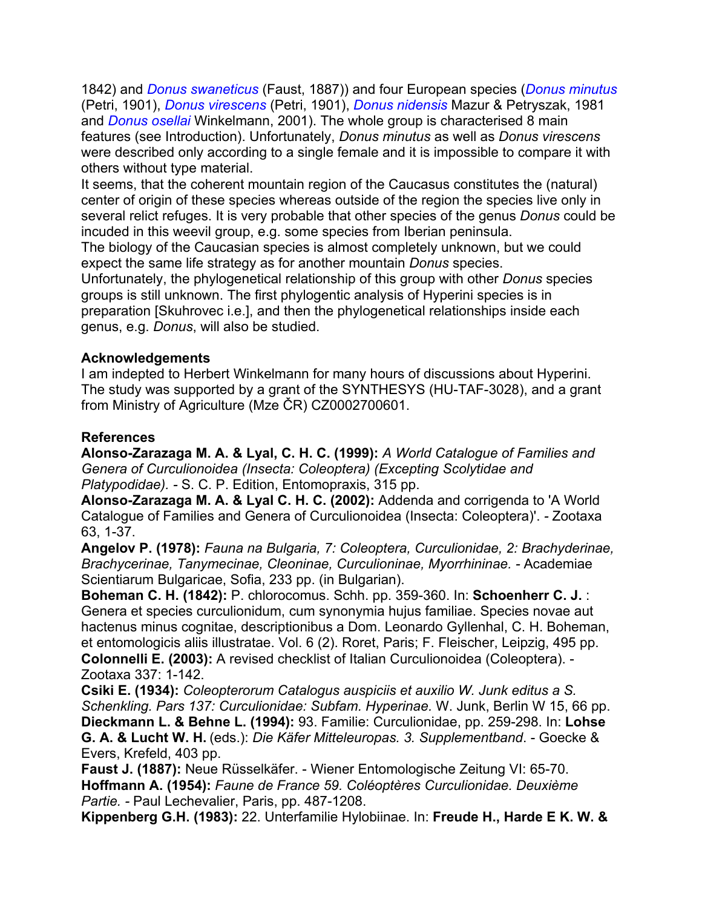1842) and *Donus swaneticus* (Faust, 1887)) and four European species (*Donus minutus* (Petri, 1901), *Donus virescens* (Petri, 1901), *Donus nidensis* Mazur & Petryszak, 1981 and *Donus osellai* Winkelmann, 2001). The whole group is characterised 8 main features (see Introduction). Unfortunately, *Donus minutus* as well as *Donus virescens* were described only according to a single female and it is impossible to compare it with others without type material.

It seems, that the coherent mountain region of the Caucasus constitutes the (natural) center of origin of these species whereas outside of the region the species live only in several relict refuges. It is very probable that other species of the genus *Donus* could be incuded in this weevil group, e.g. some species from Iberian peninsula.

The biology of the Caucasian species is almost completely unknown, but we could expect the same life strategy as for another mountain *Donus* species.

Unfortunately, the phylogenetical relationship of this group with other *Donus* species groups is still unknown. The first phylogentic analysis of Hyperini species is in preparation [Skuhrovec i.e.], and then the phylogenetical relationships inside each genus, e.g. *Donus*, will also be studied.

## Acknowledgements

I am indepted to Herbert Winkelmann for many hours of discussions about Hyperini. The study was supported by a grant of the SYNTHESYS (HU-TAF-3028), and a grant from Ministry of Agriculture (Mze ČR) CZ0002700601.

## References

**Alonso-Zarazaga M. A. & Lyal, C. H. C. (1999):** *A World Catalogue of Families and Genera of Curculionoidea (Insecta: Coleoptera) (Excepting Scolytidae and Platypodidae).* - S. C. P. Edition, Entomopraxis, 315 pp.

**Alonso-Zarazaga M. A. & Lyal C. H. C. (2002):** Addenda and corrigenda to 'A World Catalogue of Families and Genera of Curculionoidea (Insecta: Coleoptera)'. - Zootaxa 63, 1-37.

**Angelov P. (1978):** *Fauna na Bulgaria, 7: Coleoptera, Curculionidae, 2: Brachyderinae, Brachycerinae, Tanymecinae, Cleoninae, Curculioninae, Myorrhininae.* - Academiae Scientiarum Bulgaricae, Sofia, 233 pp. (in Bulgarian).

**Boheman C. H. (1842):** P. chlorocomus. Schh. pp. 359-360. In: **Schoenherr C. J.** : Genera et species curculionidum, cum synonymia hujus familiae. Species novae aut hactenus minus cognitae, descriptionibus a Dom. Leonardo Gyllenhal, C. H. Boheman, et entomologicis aliis illustratae. Vol. 6 (2). Roret, Paris; F. Fleischer, Leipzig, 495 pp.

**Colonnelli E. (2003):** A revised checklist of Italian Curculionoidea (Coleoptera). - Zootaxa 337: 1-142.

**Csiki E. (1934):** *Coleopterorum Catalogus auspiciis et auxilio W. Junk editus a S. Schenkling. Pars 137: Curculionidae: Subfam. Hyperinae.* W. Junk, Berlin W 15, 66 pp.

**Dieckmann L. & Behne L. (1994):** 93. Familie: Curculionidae, pp. 259-298. In: **Lohse G. A. & Lucht W. H.** (eds.): *Die Käfer Mitteleuropas. 3. Supplementband*. - Goecke & Evers, Krefeld, 403 pp.

**Faust J. (1887):** Neue Rüsselkäfer. - Wiener Entomologische Zeitung VI: 65-70.

**Hoffmann A. (1954):** *Faune de France 59. Coléoptères Curculionidae. Deuxième Partie.* - Paul Lechevalier, Paris, pp. 487-1208.

**Kippenberg G.H. (1983):** 22. Unterfamilie Hylobiinae. In: **Freude H., Harde E K. W. &**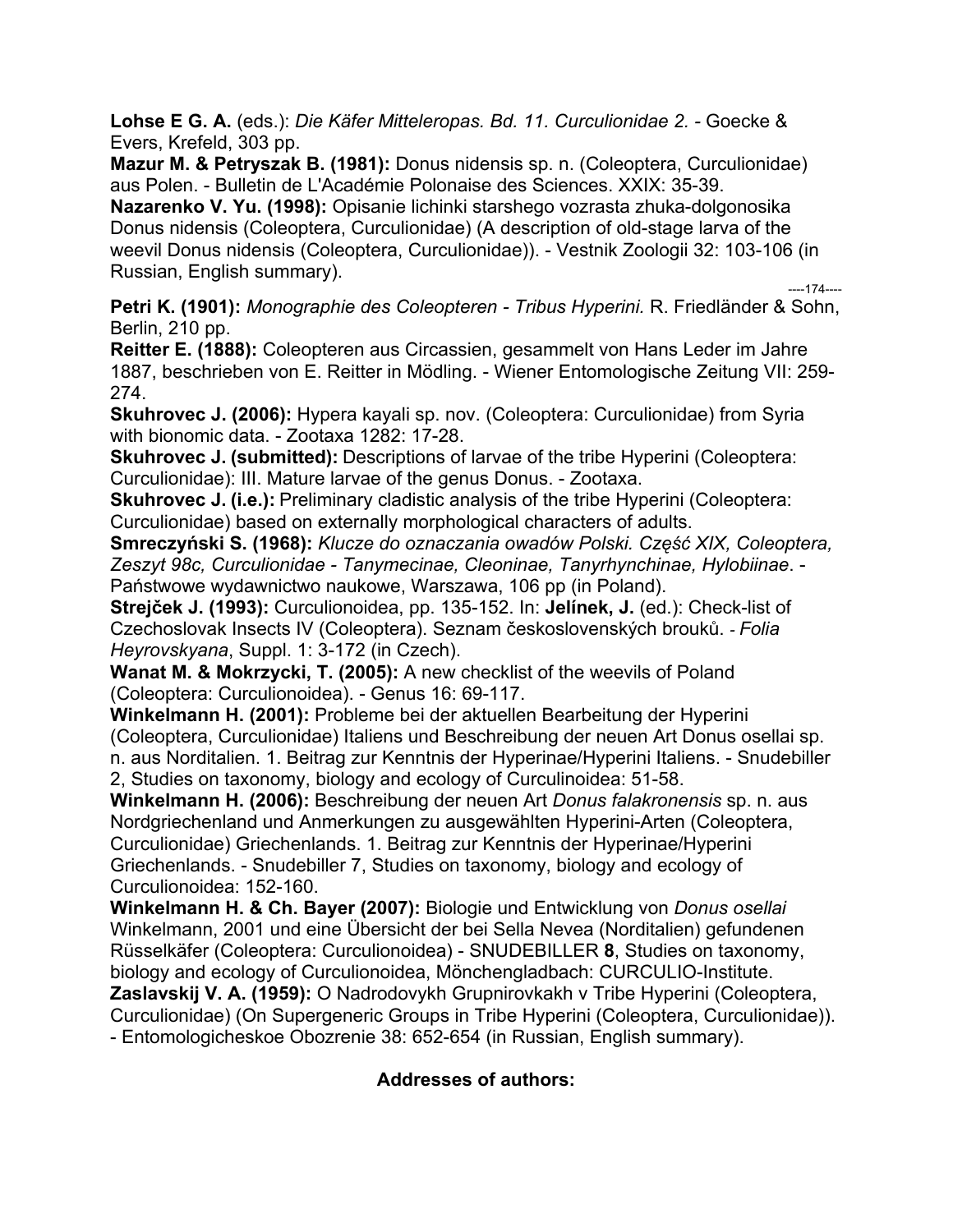**Lohse E G. A.** (eds.): *Die Käfer Mitteleropas. Bd. 11. Curculionidae 2.* - Goecke & Evers, Krefeld, 303 pp.

**Mazur M. & Petryszak B. (1981):** Donus nidensis sp. n. (Coleoptera, Curculionidae) aus Polen. - Bulletin de L'Académie Polonaise des Sciences. XXIX: 35-39.

**Nazarenko V. Yu. (1998):** Opisanie lichinki starshego vozrasta zhuka-dolgonosika Donus nidensis (Coleoptera, Curculionidae) (A description of old-stage larva of the weevil Donus nidensis (Coleoptera, Curculionidae)). - Vestnik Zoologii 32: 103-106 (in Russian, English summary).

----174----

**Petri K. (1901):** *Monographie des Coleopteren - Tribus Hyperini.* R. Friedländer & Sohn, Berlin, 210 pp.

**Reitter E. (1888):** Coleopteren aus Circassien, gesammelt von Hans Leder im Jahre 1887, beschrieben von E. Reitter in Mödling. - Wiener Entomologische Zeitung VII: 259-274.

**Skuhrovec J. (2006):** Hypera kayali sp. nov. (Coleoptera: Curculionidae) from Syria with bionomic data. - Zootaxa 1282: 17-28.

**Skuhrovec J. (submitted):** Descriptions of larvae of the tribe Hyperini (Coleoptera: Curculionidae): III. Mature larvae of the genus Donus. - Zootaxa.

**Skuhrovec J. (i.e.):** Preliminary cladistic analysis of the tribe Hyperini (Coleoptera: Curculionidae) based on externally morphological characters of adults.

**Smreczyński S. (1968):** *Klucze do oznaczania owadów Polski. Część XIX, Coleoptera, Zeszyt 98c, Curculionidae - Tanymecinae, Cleoninae, Tanyrhynchinae, Hylobiinae*. - Państwowe wydawnictwo naukowe, Warszawa, 106 pp (in Poland).

**Strejček J. (1993):** Curculionoidea, pp. 135-152. In: **Jelínek, J.** (ed.): Check-list of Czechoslovak Insects IV (Coleoptera). Seznam československých brouků. - *Folia Heyrovskyana*, Suppl. 1: 3-172 (in Czech).

**Wanat M. & Mokrzycki, T. (2005):** A new checklist of the weevils of Poland (Coleoptera: Curculionoidea). - Genus 16: 69-117.

**Winkelmann H. (2001):** Probleme bei der aktuellen Bearbeitung der Hyperini (Coleoptera, Curculionidae) Italiens und Beschreibung der neuen Art Donus osellai sp. n. aus Norditalien. 1. Beitrag zur Kenntnis der Hyperinae/Hyperini Italiens. - Snudebiller 2, Studies on taxonomy, biology and ecology of Curculinoidea: 51-58.

**Winkelmann H. (2006):** Beschreibung der neuen Art *Donus falakronensis* sp. n. aus Nordgriechenland und Anmerkungen zu ausgewählten Hyperini-Arten (Coleoptera, Curculionidae) Griechenlands. 1. Beitrag zur Kenntnis der Hyperinae/Hyperini Griechenlands. - Snudebiller 7, Studies on taxonomy, biology and ecology of Curculionoidea: 152-160.

**Winkelmann H. & Ch. Bayer (2007):** Biologie und Entwicklung von *Donus osellai* Winkelmann, 2001 und eine Übersicht der bei Sella Nevea (Norditalien) gefundenen Rüsselkäfer (Coleoptera: Curculionoidea) - SNUDEBILLER **8**, Studies on taxonomy, biology and ecology of Curculionoidea, Mönchengladbach: CURCULIO-Institute.

**Zaslavskij V. A. (1959):** O Nadrodovykh Grupnirovkakh v Tribe Hyperini (Coleoptera, Curculionidae) (On Supergeneric Groups in Tribe Hyperini (Coleoptera, Curculionidae)). - Entomologicheskoe Obozrenie 38: 652-654 (in Russian, English summary).

## Addresses of authors: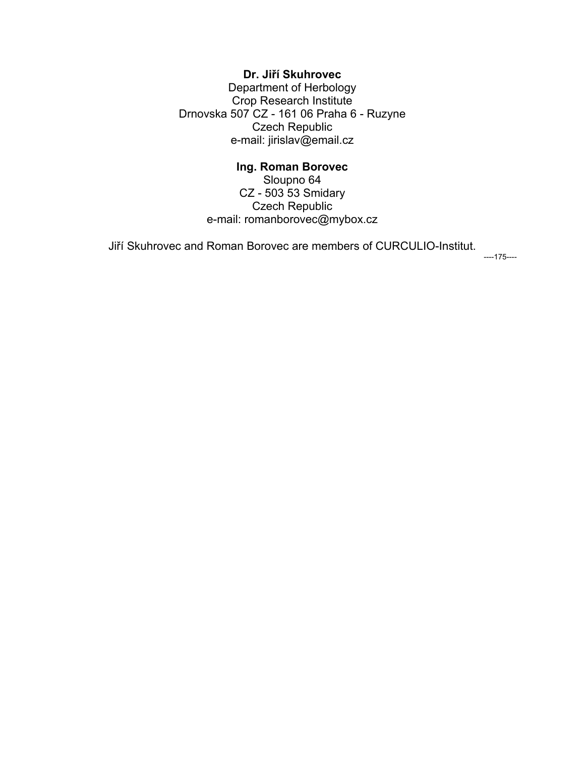**Dr. Jiří Skuhrovec**
Department of Herbology
Crop Research Institute
Drnovska 507 CZ - 161 06 Praha 6 - Ruzyne
Czech Republic
e-mail: jirislav@email.cz

**Ing. Roman Borovec**
Sloupno 64
CZ - 503 53 Smidary
Czech Republic
e-mail: romanborovec@mybox.cz

Jiří Skuhrovec and Roman Borovec are members of CURCULIO-Institut.